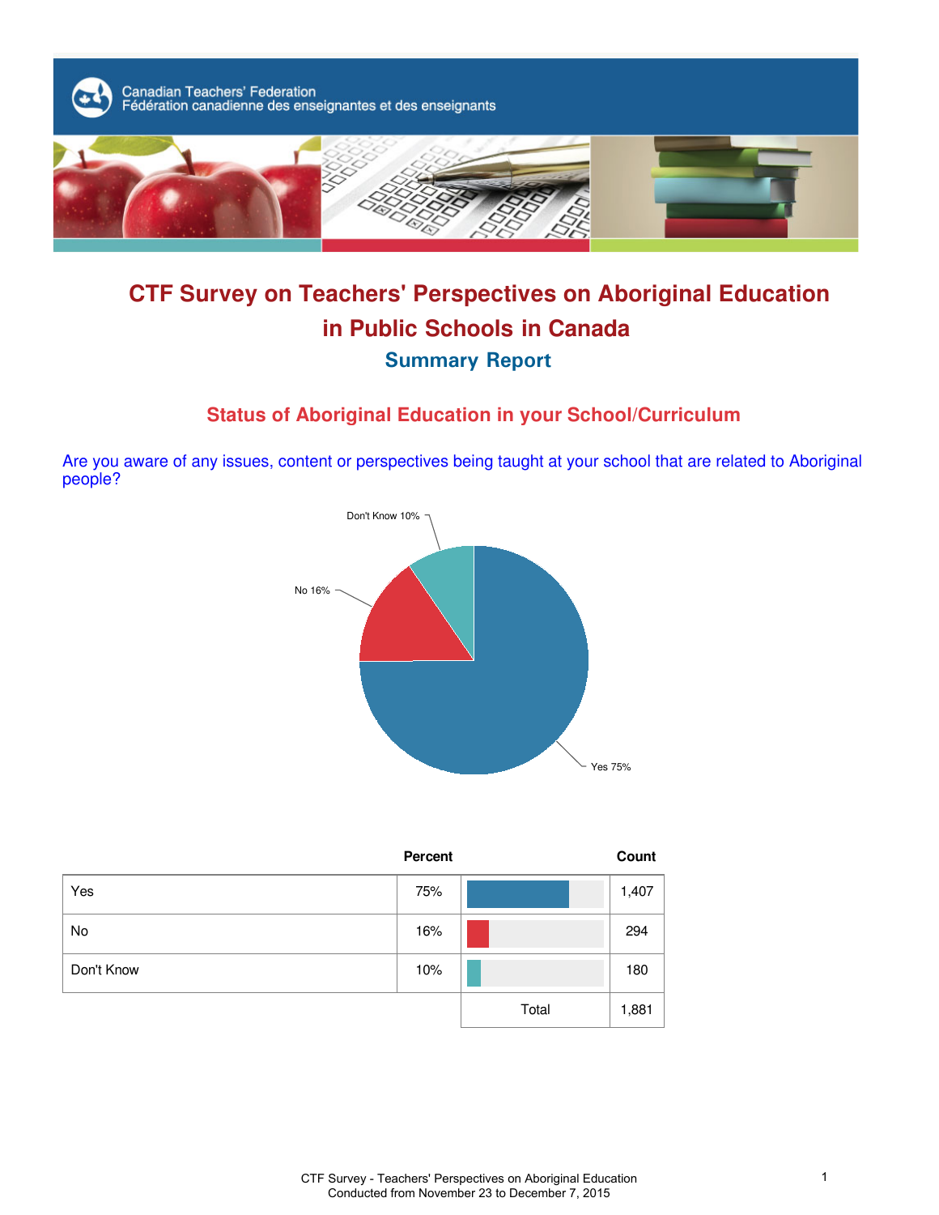Canadian Teachers' Federation
Fédération canadienne des enseignantes et des enseignants

# CTF Survey on Teachers' Perspectives on Aboriginal Education in Public Schools in Canada

## Summary Report

### Status of Aboriginal Education in your School/Curriculum

Are you aware of any issues, content or perspectives being taught at your school that are related to Aboriginal people?

Don't Know 10%

No 16%

Yes 75%

| | Percent | | Count |
|---|---|---|---|
| Yes | 75% | | 1,407 |
| No | 16% | | 294 |
| Don't Know | 10% | | 180 |
| | | Total | 1,881 |

CTF Survey - Teachers' Perspectives on Aboriginal Education
Conducted from November 23 to December 7, 2015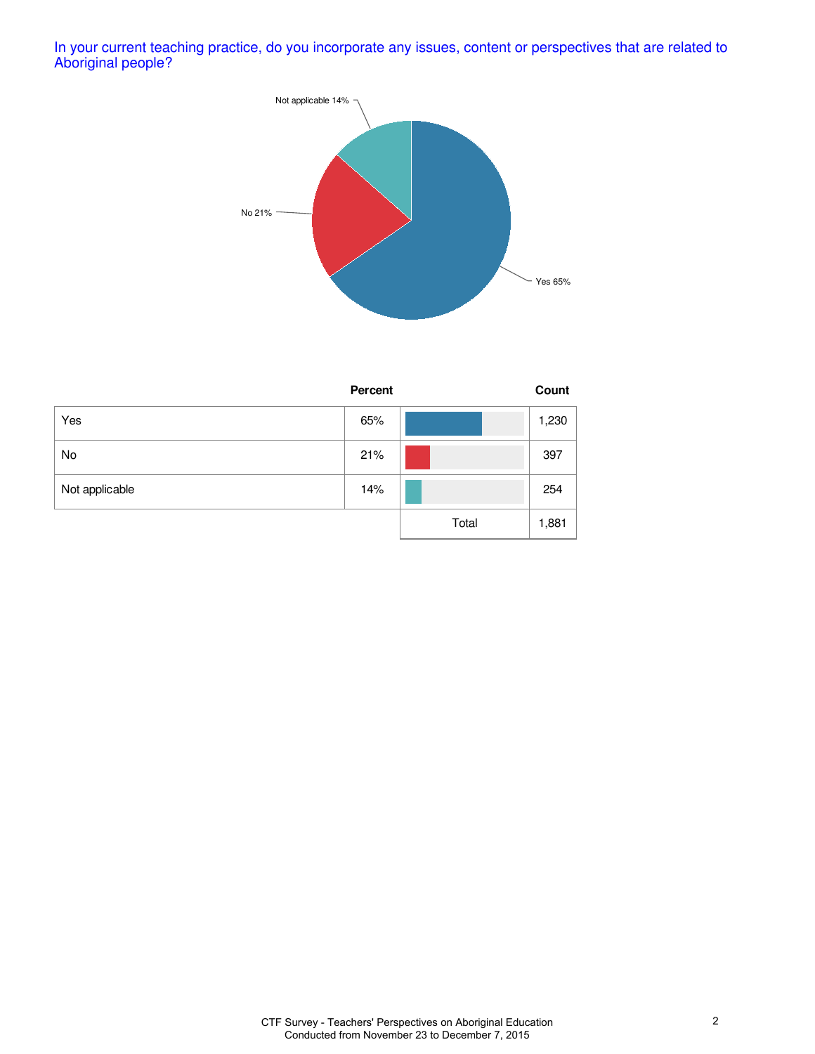In your current teaching practice, do you incorporate any issues, content or perspectives that are related to Aboriginal people?

Not applicable 14%

No 21%

Yes 65%

| | Percent | | Count |
|---|---|---|---|
| Yes | 65% | | 1,230 |
| No | 21% | | 397 |
| Not applicable | 14% | | 254 |
| | | Total | 1,881 |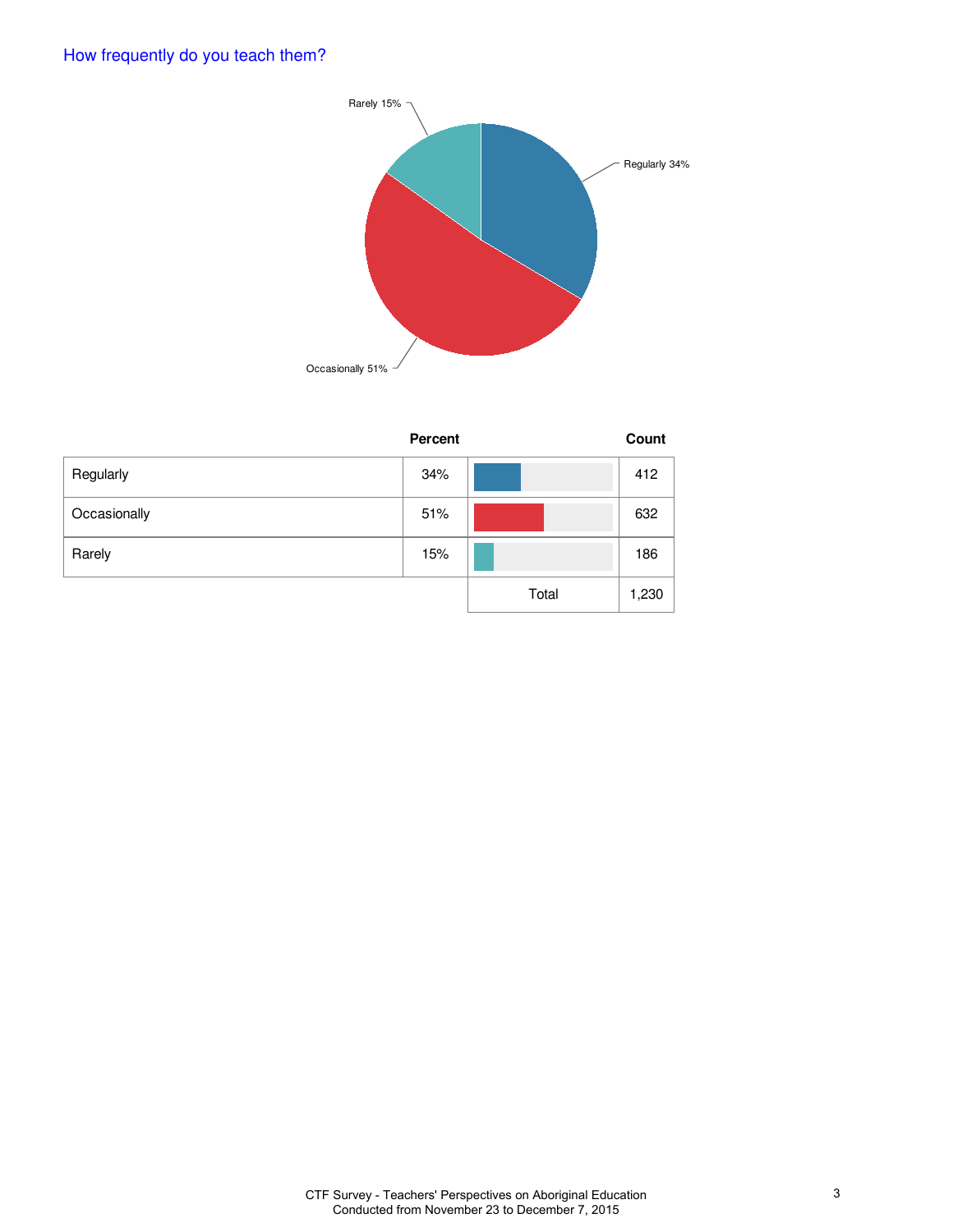## How frequently do you teach them?

| | Percent | | Count |
|---|---|---|---|
| Regularly | 34% | | 412 |
| Occasionally | 51% | | 632 |
| Rarely | 15% | | 186 |
| | | Total | 1,230 |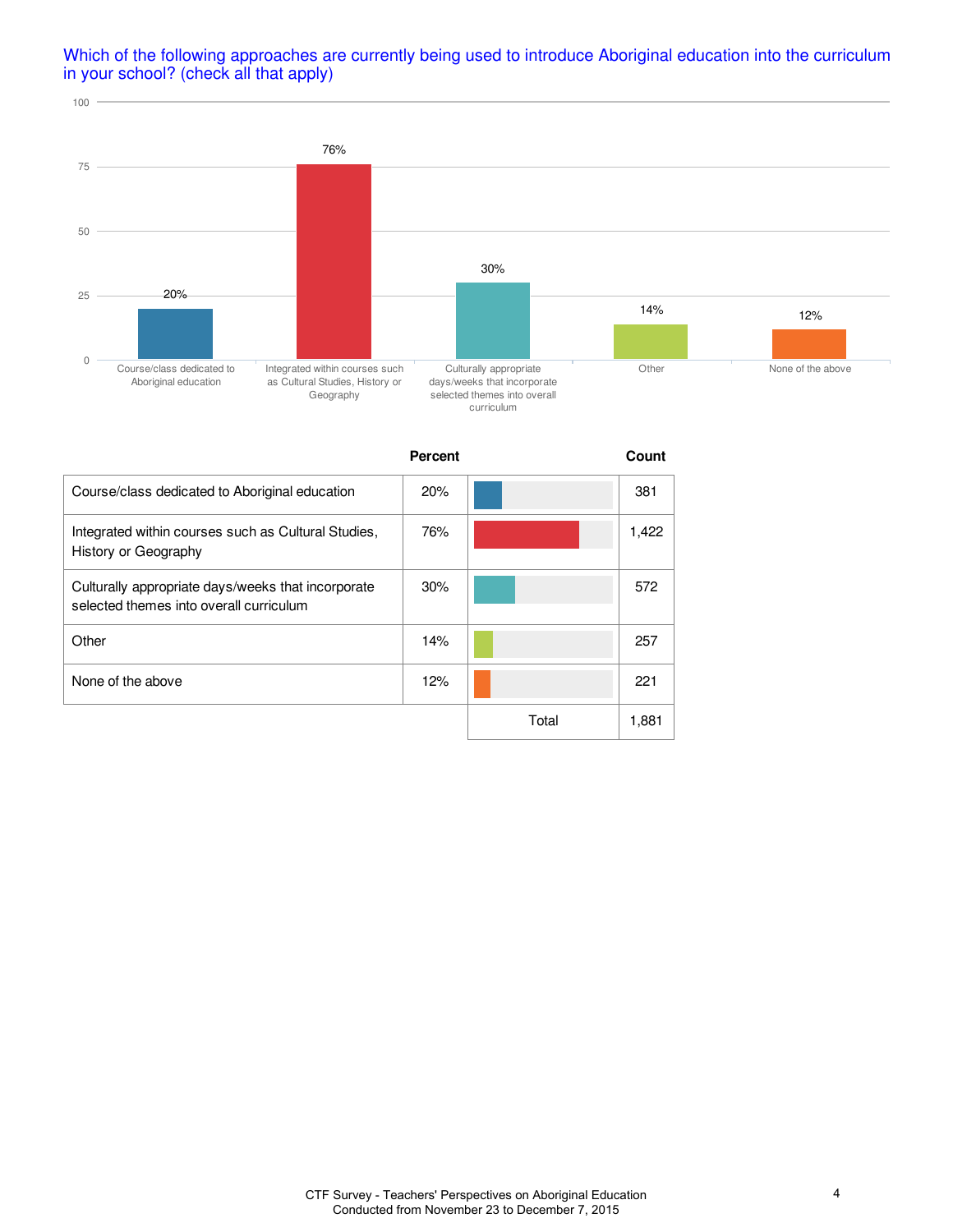Which of the following approaches are currently being used to introduce Aboriginal education into the curriculum in your school? (check all that apply)

| | Percent | Count |
|---|---|---|
| Course/class dedicated to Aboriginal education | 20% | 381 |
| Integrated within courses such as Cultural Studies, History or Geography | 76% | 1,422 |
| Culturally appropriate days/weeks that incorporate selected themes into overall curriculum | 30% | 572 |
| Other | 14% | 257 |
| None of the above | 12% | 221 |
| | Total | 1,881 |

CTF Survey - Teachers' Perspectives on Aboriginal Education
Conducted from November 23 to December 7, 2015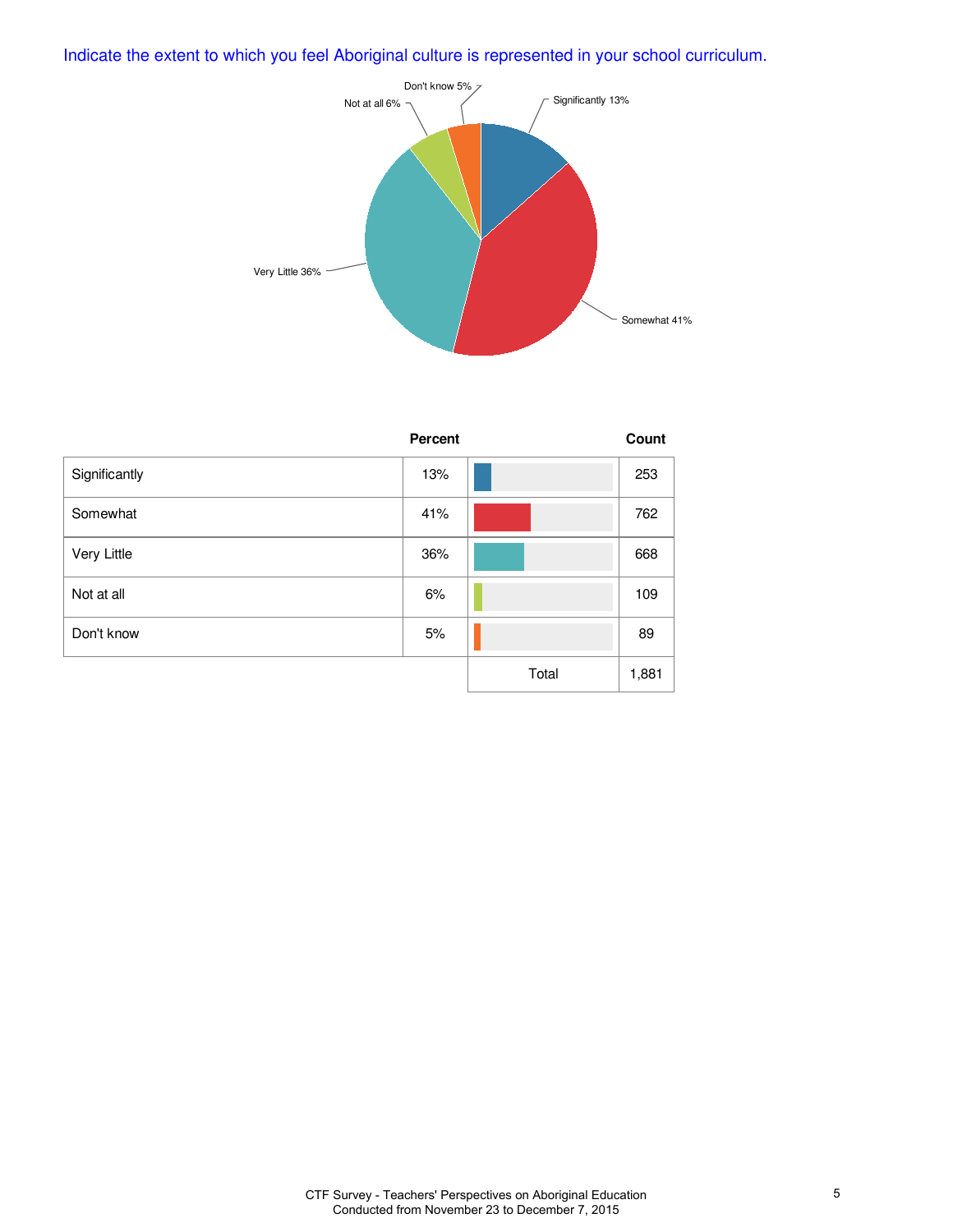## Indicate the extent to which you feel Aboriginal culture is represented in your school curriculum.

| | Percent | Count |
|---|---|---|
| Significantly | 13% | 253 |
| Somewhat | 41% | 762 |
| Very Little | 36% | 668 |
| Not at all | 6% | 109 |
| Don't know | 5% | 89 |
| | Total | 1,881 |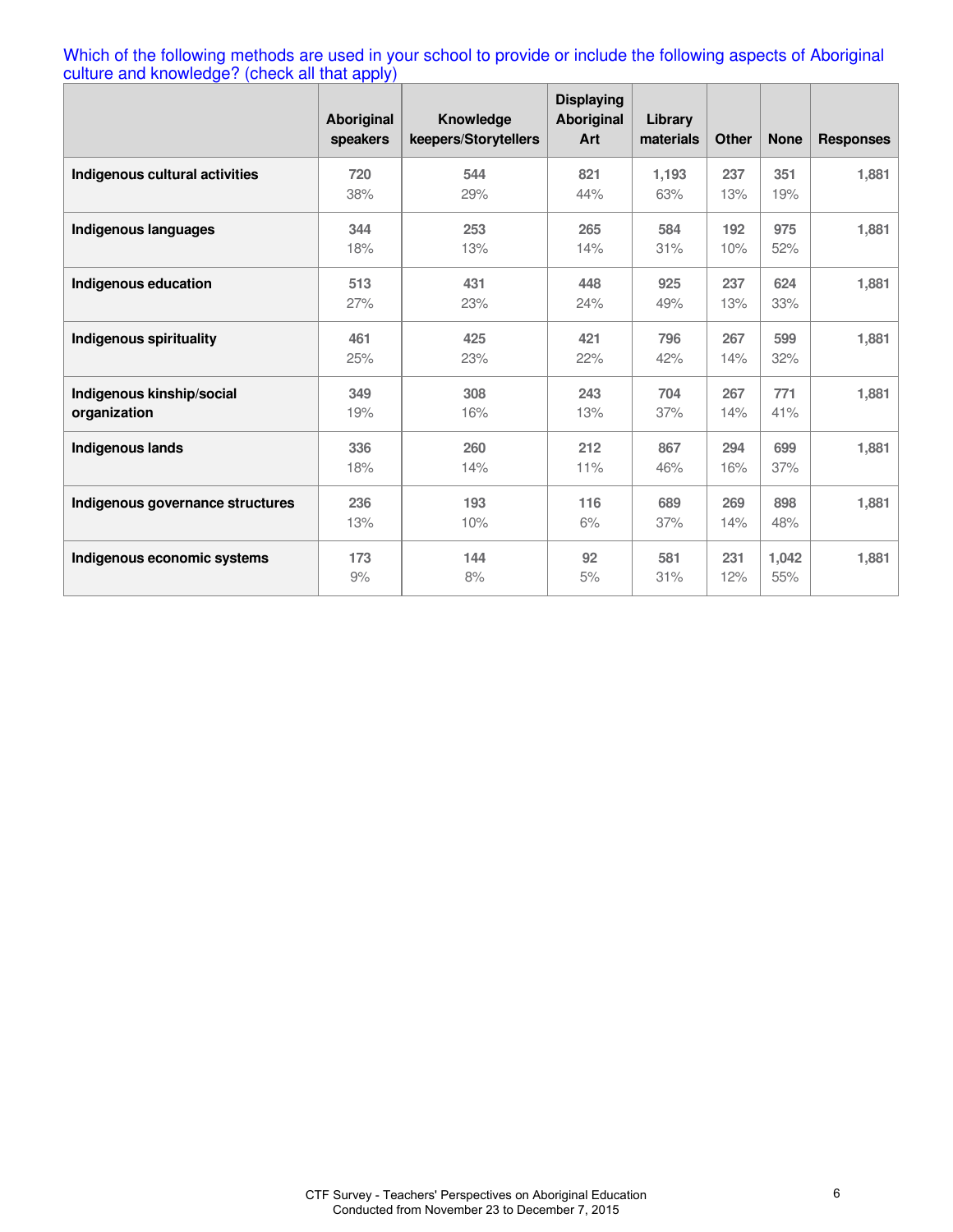Which of the following methods are used in your school to provide or include the following aspects of Aboriginal culture and knowledge? (check all that apply)

| | Aboriginal speakers | Knowledge keepers/Storytellers | Displaying Aboriginal Art | Library materials | Other | None | Responses |
|---|---|---|---|---|---|---|---|
| **Indigenous cultural activities** | 720<br>38% | 544<br>29% | 821<br>44% | 1,193<br>63% | 237<br>13% | 351<br>19% | 1,881 |
| **Indigenous languages** | 344<br>18% | 253<br>13% | 265<br>14% | 584<br>31% | 192<br>10% | 975<br>52% | 1,881 |
| **Indigenous education** | 513<br>27% | 431<br>23% | 448<br>24% | 925<br>49% | 237<br>13% | 624<br>33% | 1,881 |
| **Indigenous spirituality** | 461<br>25% | 425<br>23% | 421<br>22% | 796<br>42% | 267<br>14% | 599<br>32% | 1,881 |
| **Indigenous kinship/social organization** | 349<br>19% | 308<br>16% | 243<br>13% | 704<br>37% | 267<br>14% | 771<br>41% | 1,881 |
| **Indigenous lands** | 336<br>18% | 260<br>14% | 212<br>11% | 867<br>46% | 294<br>16% | 699<br>37% | 1,881 |
| **Indigenous governance structures** | 236<br>13% | 193<br>10% | 116<br>6% | 689<br>37% | 269<br>14% | 898<br>48% | 1,881 |
| **Indigenous economic systems** | 173<br>9% | 144<br>8% | 92<br>5% | 581<br>31% | 231<br>12% | 1,042<br>55% | 1,881 |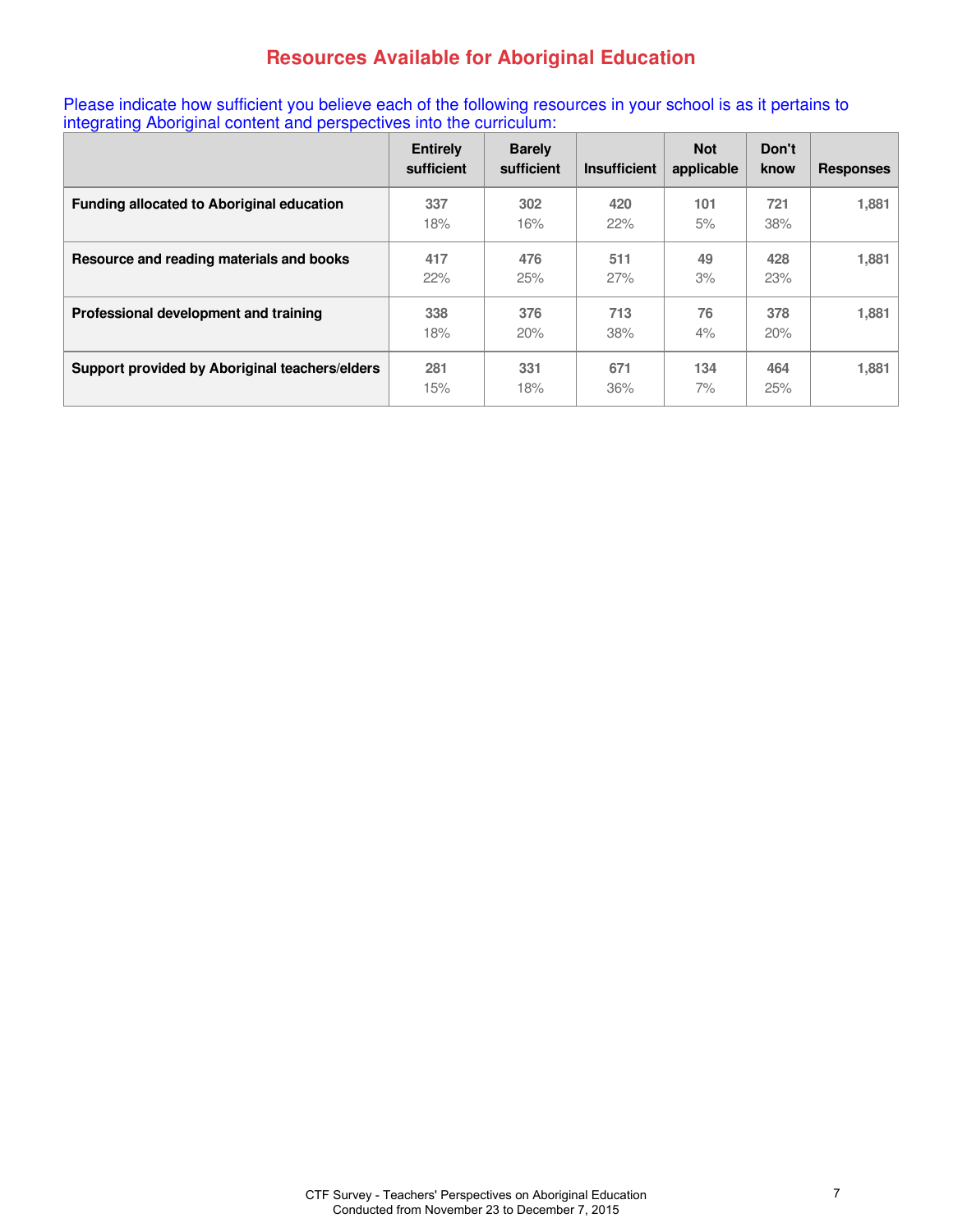# Resources Available for Aboriginal Education

Please indicate how sufficient you believe each of the following resources in your school is as it pertains to integrating Aboriginal content and perspectives into the curriculum:

| | Entirely sufficient | Barely sufficient | Insufficient | Not applicable | Don't know | Responses |
|---|---|---|---|---|---|---|
| **Funding allocated to Aboriginal education** | 337<br>18% | 302<br>16% | 420<br>22% | 101<br>5% | 721<br>38% | 1,881 |
| **Resource and reading materials and books** | 417<br>22% | 476<br>25% | 511<br>27% | 49<br>3% | 428<br>23% | 1,881 |
| **Professional development and training** | 338<br>18% | 376<br>20% | 713<br>38% | 76<br>4% | 378<br>20% | 1,881 |
| **Support provided by Aboriginal teachers/elders** | 281<br>15% | 331<br>18% | 671<br>36% | 134<br>7% | 464<br>25% | 1,881 |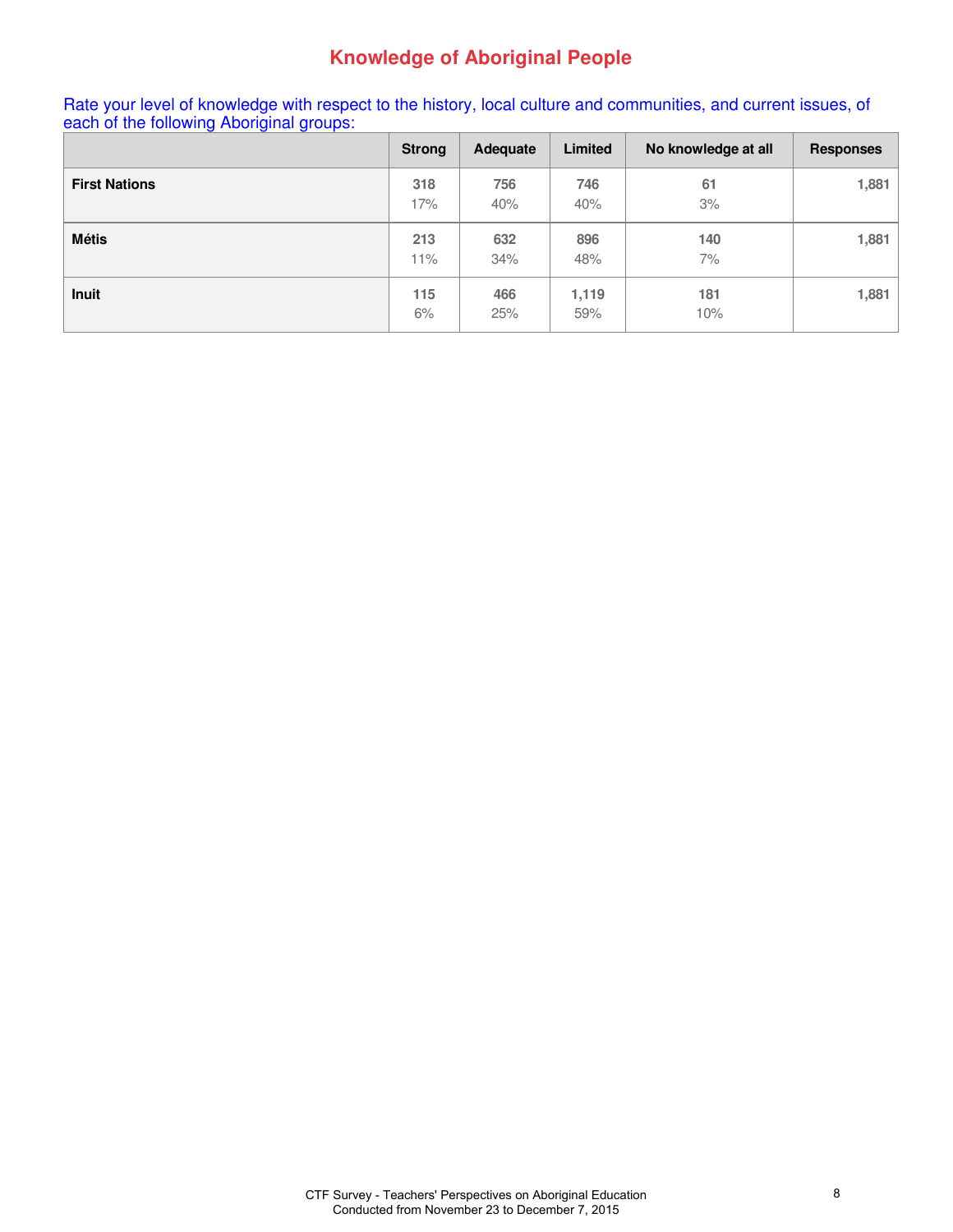# Knowledge of Aboriginal People

Rate your level of knowledge with respect to the history, local culture and communities, and current issues, of each of the following Aboriginal groups:

| | Strong | Adequate | Limited | No knowledge at all | Responses |
|---|---|---|---|---|---|
| **First Nations** | 318<br>17% | 756<br>40% | 746<br>40% | 61<br>3% | 1,881 |
| **Métis** | 213<br>11% | 632<br>34% | 896<br>48% | 140<br>7% | 1,881 |
| **Inuit** | 115<br>6% | 466<br>25% | 1,119<br>59% | 181<br>10% | 1,881 |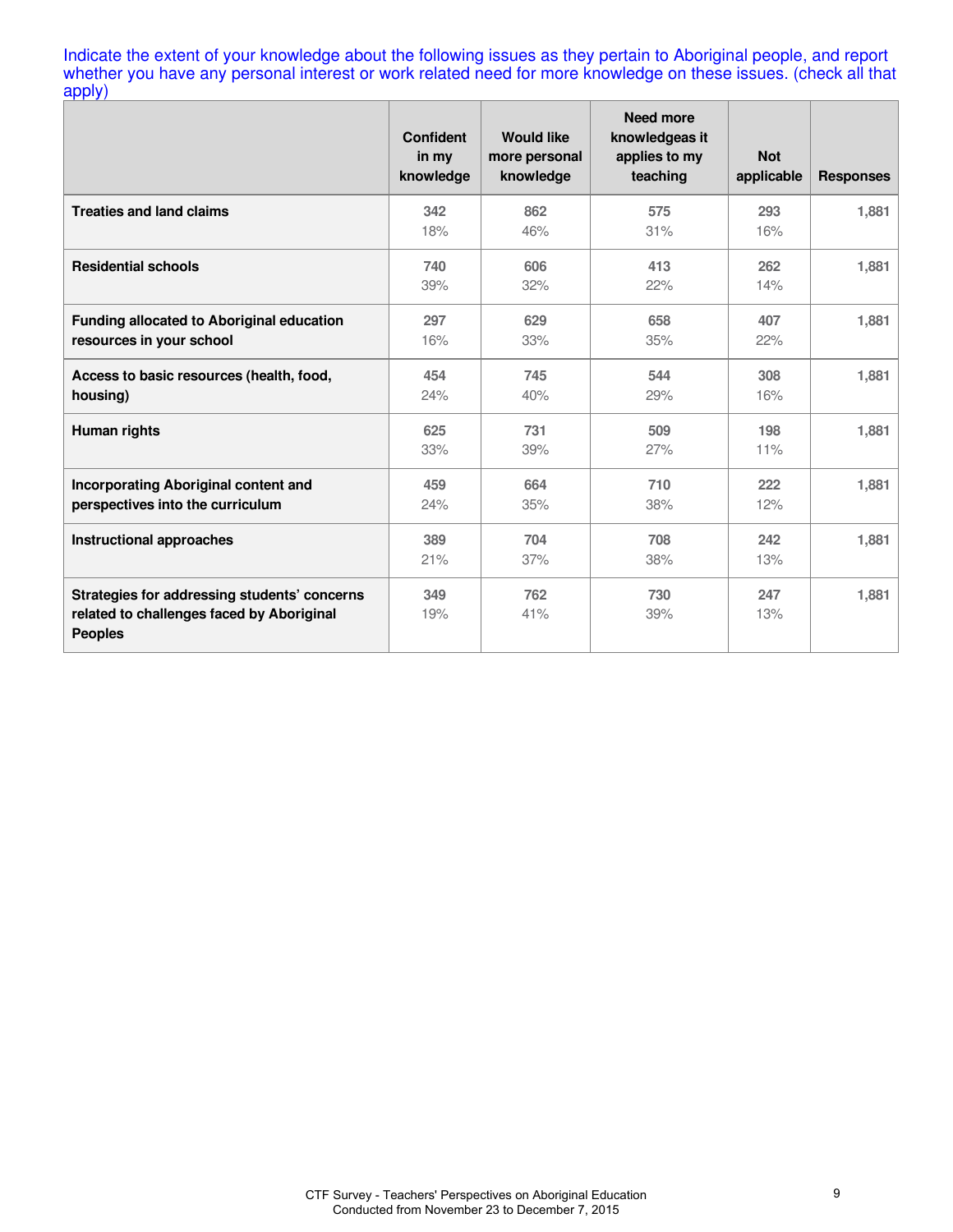Indicate the extent of your knowledge about the following issues as they pertain to Aboriginal people, and report whether you have any personal interest or work related need for more knowledge on these issues. (check all that apply)

| | Confident in my knowledge | Would like more personal knowledge | Need more knowledgeas it applies to my teaching | Not applicable | Responses |
|---|---|---|---|---|---|
| **Treaties and land claims** | 342<br>18% | 862<br>46% | 575<br>31% | 293<br>16% | 1,881 |
| **Residential schools** | 740<br>39% | 606<br>32% | 413<br>22% | 262<br>14% | 1,881 |
| **Funding allocated to Aboriginal education resources in your school** | 297<br>16% | 629<br>33% | 658<br>35% | 407<br>22% | 1,881 |
| **Access to basic resources (health, food, housing)** | 454<br>24% | 745<br>40% | 544<br>29% | 308<br>16% | 1,881 |
| **Human rights** | 625<br>33% | 731<br>39% | 509<br>27% | 198<br>11% | 1,881 |
| **Incorporating Aboriginal content and perspectives into the curriculum** | 459<br>24% | 664<br>35% | 710<br>38% | 222<br>12% | 1,881 |
| **Instructional approaches** | 389<br>21% | 704<br>37% | 708<br>38% | 242<br>13% | 1,881 |
| **Strategies for addressing students' concerns related to challenges faced by Aboriginal Peoples** | 349<br>19% | 762<br>41% | 730<br>39% | 247<br>13% | 1,881 |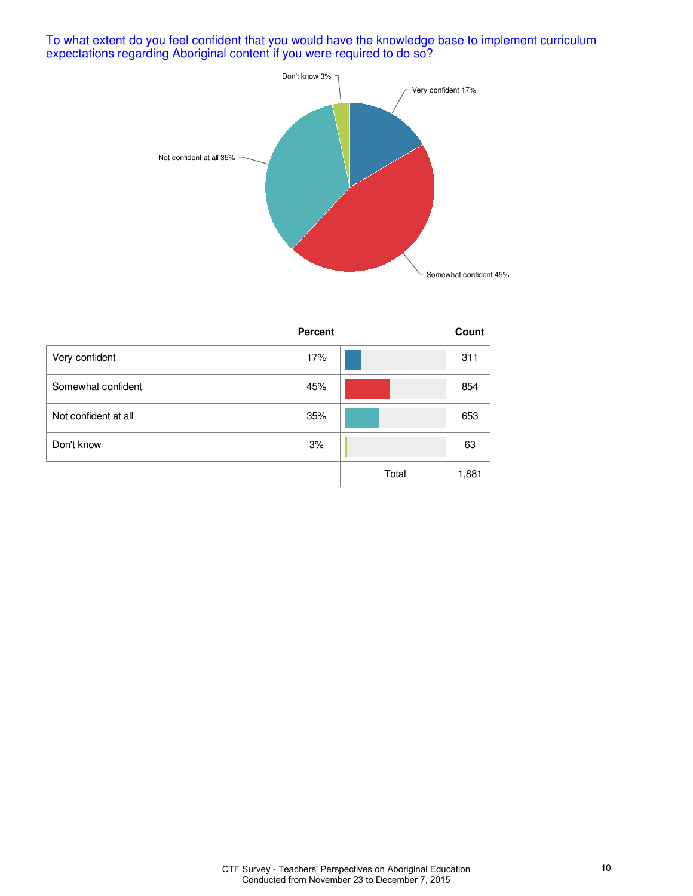## To what extent do you feel confident that you would have the knowledge base to implement curriculum expectations regarding Aboriginal content if you were required to do so?

| | Percent | | Count |
|---|---|---|---|
| Very confident | 17% | | 311 |
| Somewhat confident | 45% | | 854 |
| Not confident at all | 35% | | 653 |
| Don't know | 3% | | 63 |
| | | Total | 1,881 |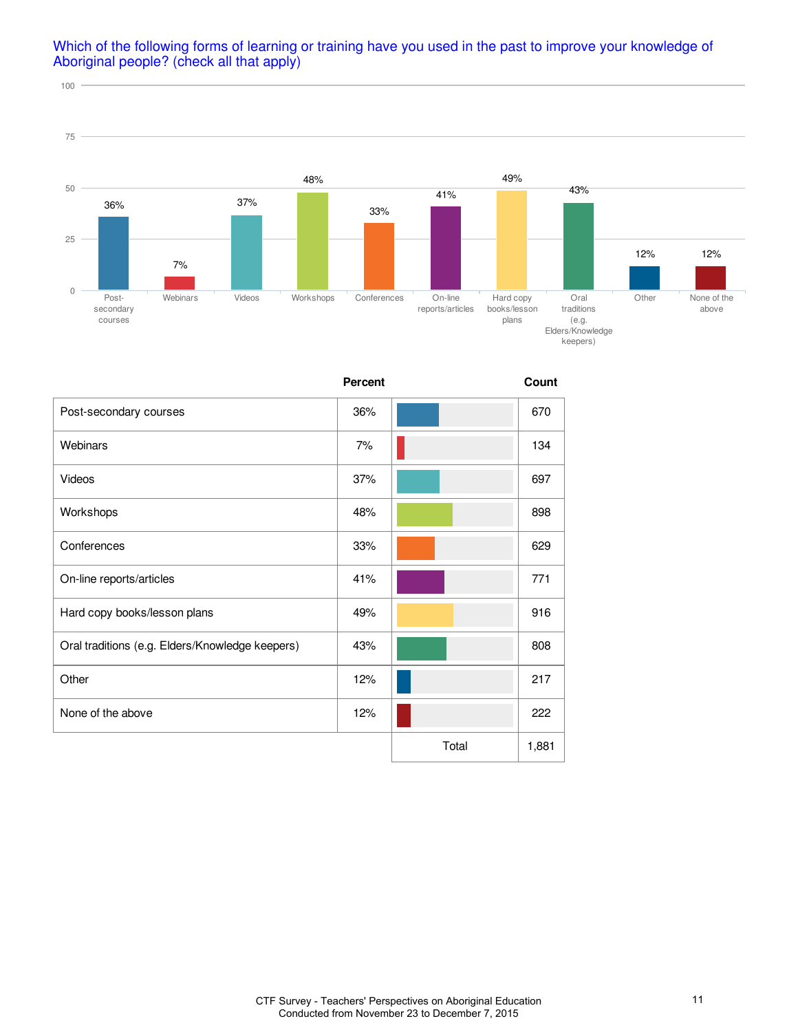Which of the following forms of learning or training have you used in the past to improve your knowledge of Aboriginal people? (check all that apply)

| | Percent | Count |
|---|---|---|
| Post-secondary courses | 36% | 670 |
| Webinars | 7% | 134 |
| Videos | 37% | 697 |
| Workshops | 48% | 898 |
| Conferences | 33% | 629 |
| On-line reports/articles | 41% | 771 |
| Hard copy books/lesson plans | 49% | 916 |
| Oral traditions (e.g. Elders/Knowledge keepers) | 43% | 808 |
| Other | 12% | 217 |
| None of the above | 12% | 222 |
| | Total | 1,881 |

CTF Survey - Teachers' Perspectives on Aboriginal Education
Conducted from November 23 to December 7, 2015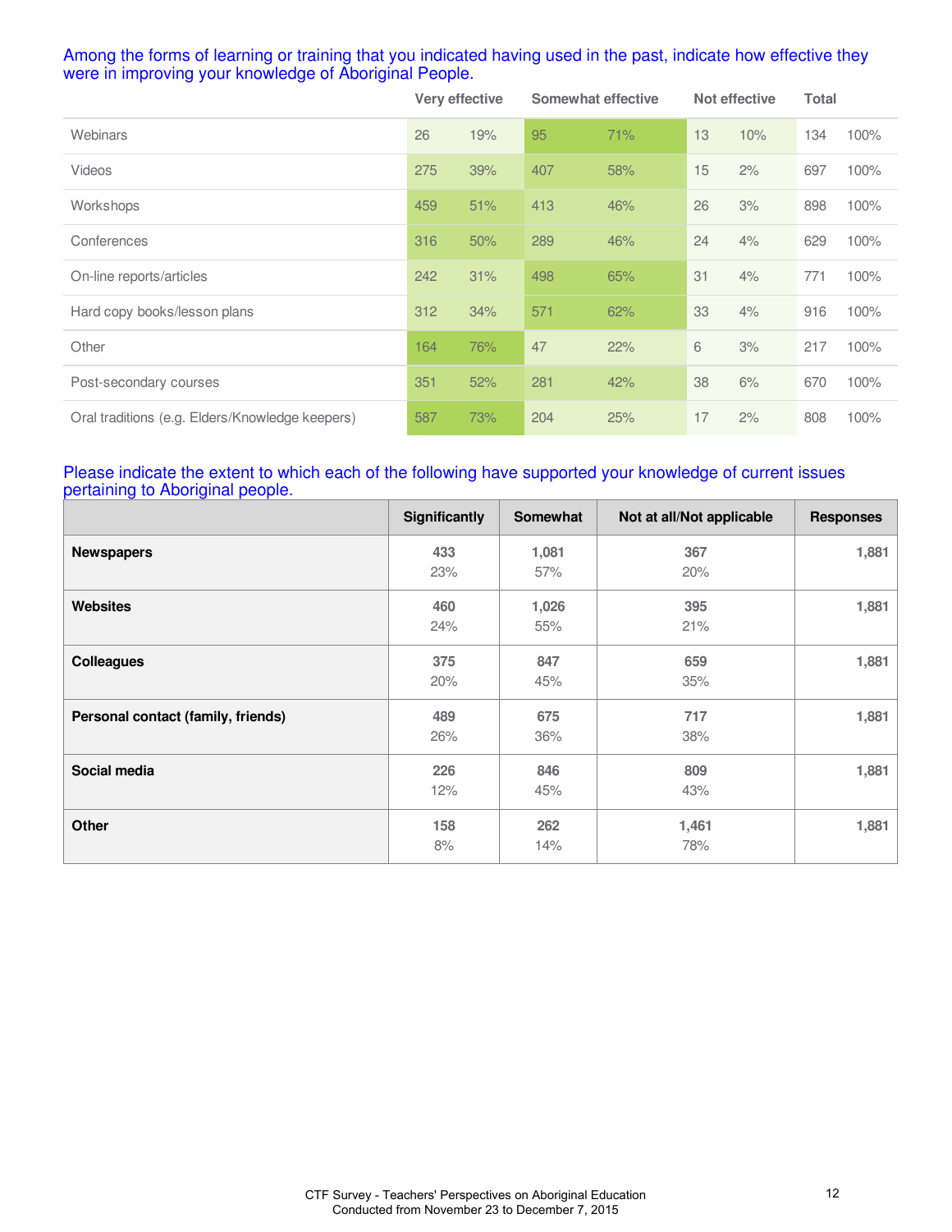Among the forms of learning or training that you indicated having used in the past, indicate how effective they were in improving your knowledge of Aboriginal People.

| | Very effective | | Somewhat effective | | Not effective | | Total | |
|---|---|---|---|---|---|---|---|---|
| Webinars | 26 | 19% | 95 | 71% | 13 | 10% | 134 | 100% |
| Videos | 275 | 39% | 407 | 58% | 15 | 2% | 697 | 100% |
| Workshops | 459 | 51% | 413 | 46% | 26 | 3% | 898 | 100% |
| Conferences | 316 | 50% | 289 | 46% | 24 | 4% | 629 | 100% |
| On-line reports/articles | 242 | 31% | 498 | 65% | 31 | 4% | 771 | 100% |
| Hard copy books/lesson plans | 312 | 34% | 571 | 62% | 33 | 4% | 916 | 100% |
| Other | 164 | 76% | 47 | 22% | 6 | 3% | 217 | 100% |
| Post-secondary courses | 351 | 52% | 281 | 42% | 38 | 6% | 670 | 100% |
| Oral traditions (e.g. Elders/Knowledge keepers) | 587 | 73% | 204 | 25% | 17 | 2% | 808 | 100% |

Please indicate the extent to which each of the following have supported your knowledge of current issues pertaining to Aboriginal people.

| | Significantly | Somewhat | Not at all/Not applicable | Responses |
|---|---|---|---|---|
| **Newspapers** | 433<br>23% | 1,081<br>57% | 367<br>20% | 1,881 |
| **Websites** | 460<br>24% | 1,026<br>55% | 395<br>21% | 1,881 |
| **Colleagues** | 375<br>20% | 847<br>45% | 659<br>35% | 1,881 |
| **Personal contact (family, friends)** | 489<br>26% | 675<br>36% | 717<br>38% | 1,881 |
| **Social media** | 226<br>12% | 846<br>45% | 809<br>43% | 1,881 |
| **Other** | 158<br>8% | 262<br>14% | 1,461<br>78% | 1,881 |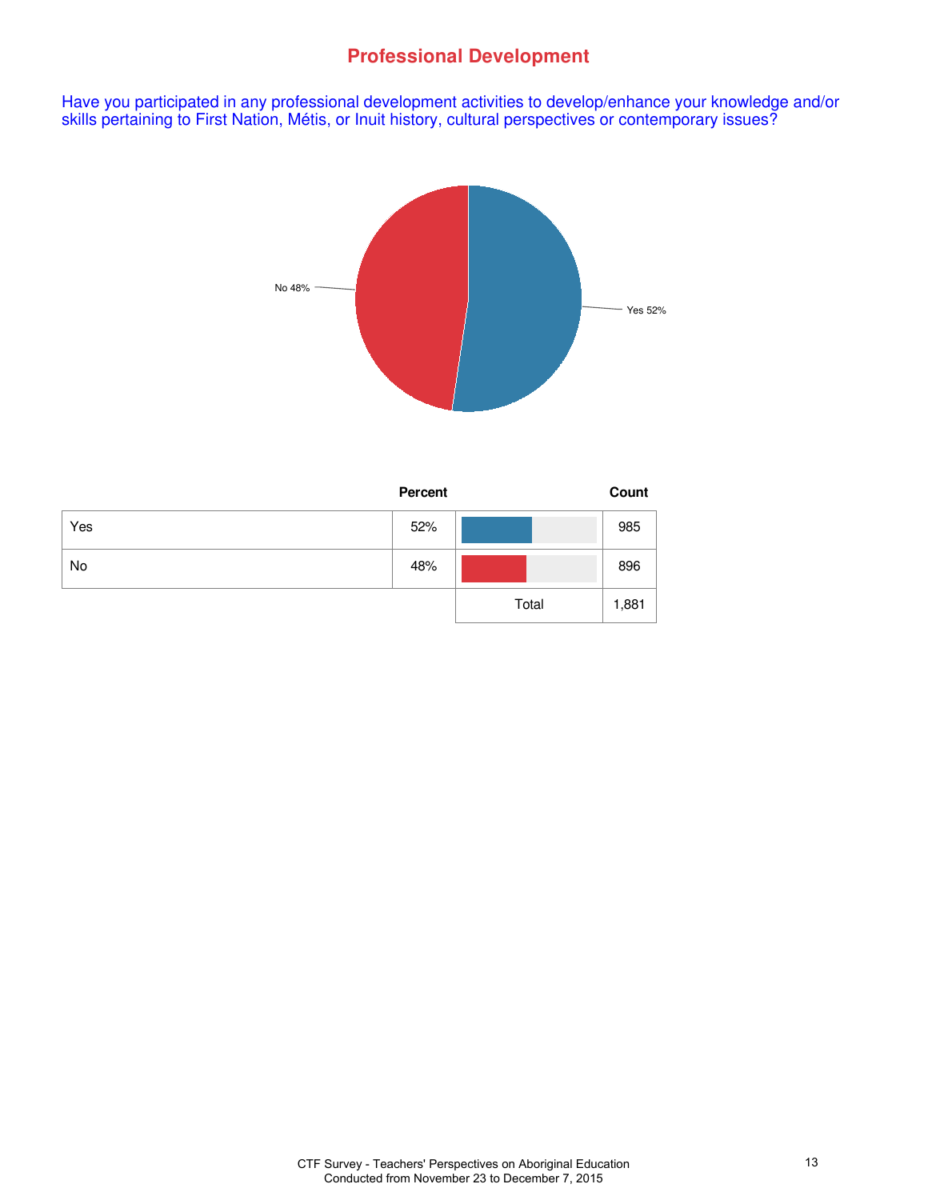## Professional Development

Have you participated in any professional development activities to develop/enhance your knowledge and/or skills pertaining to First Nation, Métis, or Inuit history, cultural perspectives or contemporary issues?

No 48%

Yes 52%

| | Percent | | Count |
|---|---|---|---|
| Yes | 52% | | 985 |
| No | 48% | | 896 |
| | | Total | 1,881 |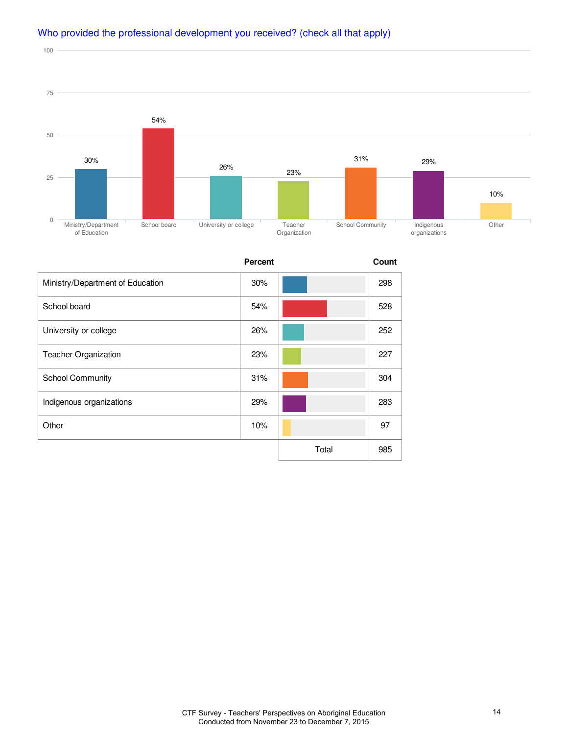## Who provided the professional development you received? (check all that apply)

| | Percent | Count |
|---|---|---|
| Ministry/Department of Education | 30% | 298 |
| School board | 54% | 528 |
| University or college | 26% | 252 |
| Teacher Organization | 23% | 227 |
| School Community | 31% | 304 |
| Indigenous organizations | 29% | 283 |
| Other | 10% | 97 |
| | Total | 985 |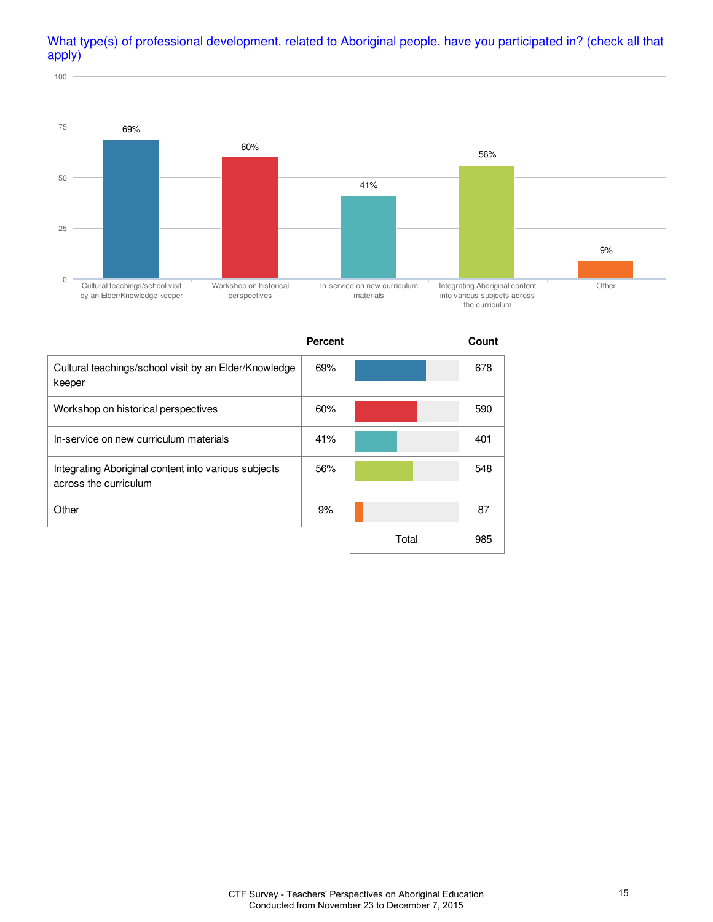What type(s) of professional development, related to Aboriginal people, have you participated in? (check all that apply)

| | Percent | Count |
|---|---|---|
| Cultural teachings/school visit by an Elder/Knowledge keeper | 69% | 678 |
| Workshop on historical perspectives | 60% | 590 |
| In-service on new curriculum materials | 41% | 401 |
| Integrating Aboriginal content into various subjects across the curriculum | 56% | 548 |
| Other | 9% | 87 |
| | Total | 985 |

CTF Survey - Teachers' Perspectives on Aboriginal Education
Conducted from November 23 to December 7, 2015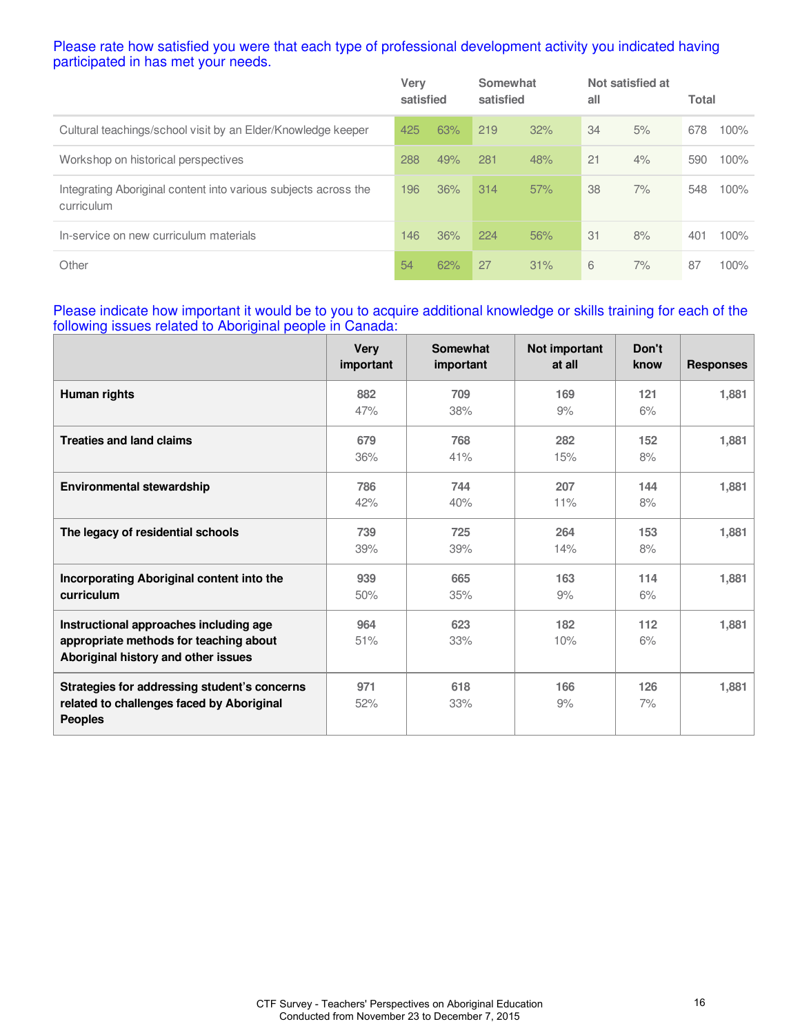Please rate how satisfied you were that each type of professional development activity you indicated having participated in has met your needs.

| | Very satisfied | | Somewhat satisfied | | Not satisfied at all | | Total | |
|---|---|---|---|---|---|---|---|---|
| Cultural teachings/school visit by an Elder/Knowledge keeper | 425 | 63% | 219 | 32% | 34 | 5% | 678 | 100% |
| Workshop on historical perspectives | 288 | 49% | 281 | 48% | 21 | 4% | 590 | 100% |
| Integrating Aboriginal content into various subjects across the curriculum | 196 | 36% | 314 | 57% | 38 | 7% | 548 | 100% |
| In-service on new curriculum materials | 146 | 36% | 224 | 56% | 31 | 8% | 401 | 100% |
| Other | 54 | 62% | 27 | 31% | 6 | 7% | 87 | 100% |

Please indicate how important it would be to you to acquire additional knowledge or skills training for each of the following issues related to Aboriginal people in Canada:

| | Very important | Somewhat important | Not important at all | Don't know | Responses |
|---|---|---|---|---|---|
| **Human rights** | 882<br>47% | 709<br>38% | 169<br>9% | 121<br>6% | 1,881 |
| **Treaties and land claims** | 679<br>36% | 768<br>41% | 282<br>15% | 152<br>8% | 1,881 |
| **Environmental stewardship** | 786<br>42% | 744<br>40% | 207<br>11% | 144<br>8% | 1,881 |
| **The legacy of residential schools** | 739<br>39% | 725<br>39% | 264<br>14% | 153<br>8% | 1,881 |
| **Incorporating Aboriginal content into the curriculum** | 939<br>50% | 665<br>35% | 163<br>9% | 114<br>6% | 1,881 |
| **Instructional approaches including age appropriate methods for teaching about Aboriginal history and other issues** | 964<br>51% | 623<br>33% | 182<br>10% | 112<br>6% | 1,881 |
| **Strategies for addressing student's concerns related to challenges faced by Aboriginal Peoples** | 971<br>52% | 618<br>33% | 166<br>9% | 126<br>7% | 1,881 |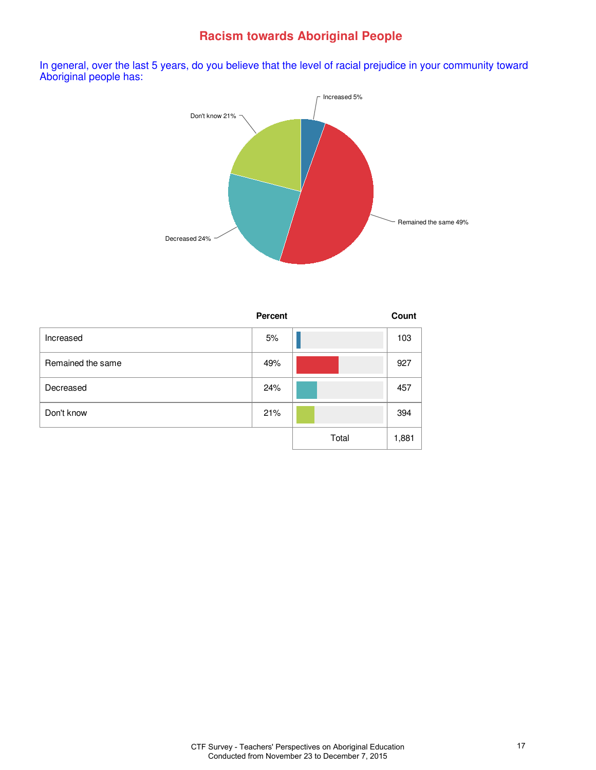# Racism towards Aboriginal People

In general, over the last 5 years, do you believe that the level of racial prejudice in your community toward Aboriginal people has:

| | Percent | | Count |
|---|---|---|---|
| Increased | 5% | | 103 |
| Remained the same | 49% | | 927 |
| Decreased | 24% | | 457 |
| Don't know | 21% | | 394 |
| | | Total | 1,881 |

CTF Survey - Teachers' Perspectives on Aboriginal Education
Conducted from November 23 to December 7, 2015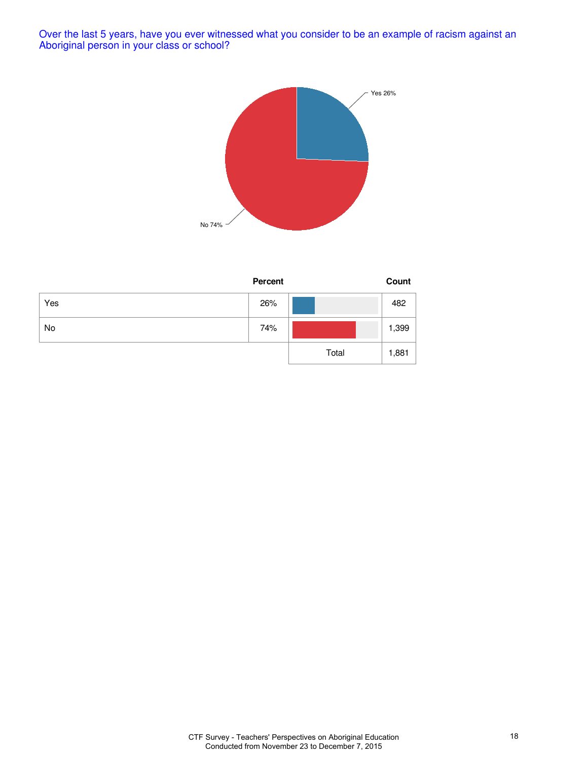Over the last 5 years, have you ever witnessed what you consider to be an example of racism against an Aboriginal person in your class or school?

Yes 26%

No 74%

| | Percent | | Count |
|---|---|---|---|
| Yes | 26% | | 482 |
| No | 74% | | 1,399 |
| | | Total | 1,881 |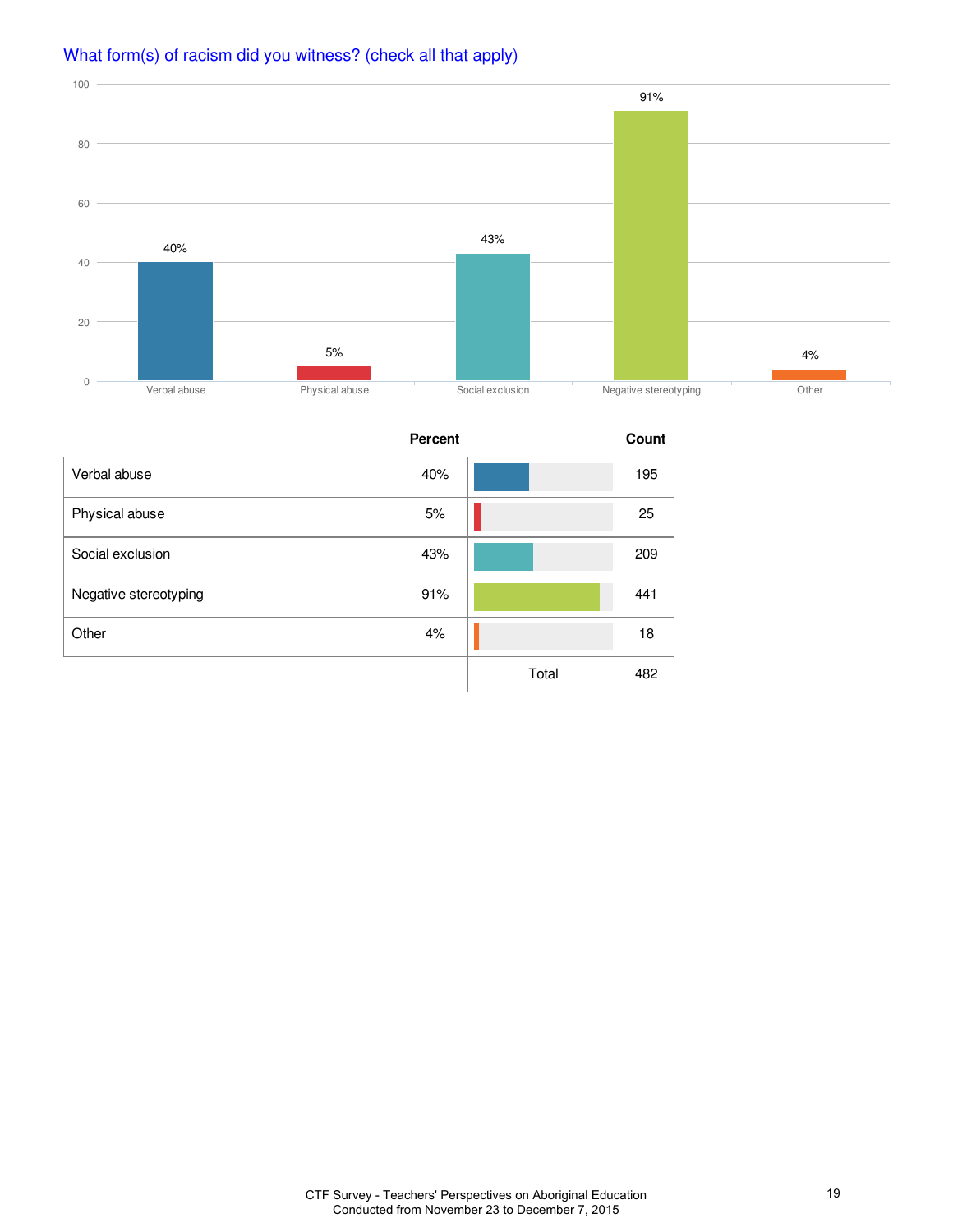## What form(s) of racism did you witness? (check all that apply)

| | Percent | Count |
|---|---|---|
| Verbal abuse | 40% | 195 |
| Physical abuse | 5% | 25 |
| Social exclusion | 43% | 209 |
| Negative stereotyping | 91% | 441 |
| Other | 4% | 18 |
| | Total | 482 |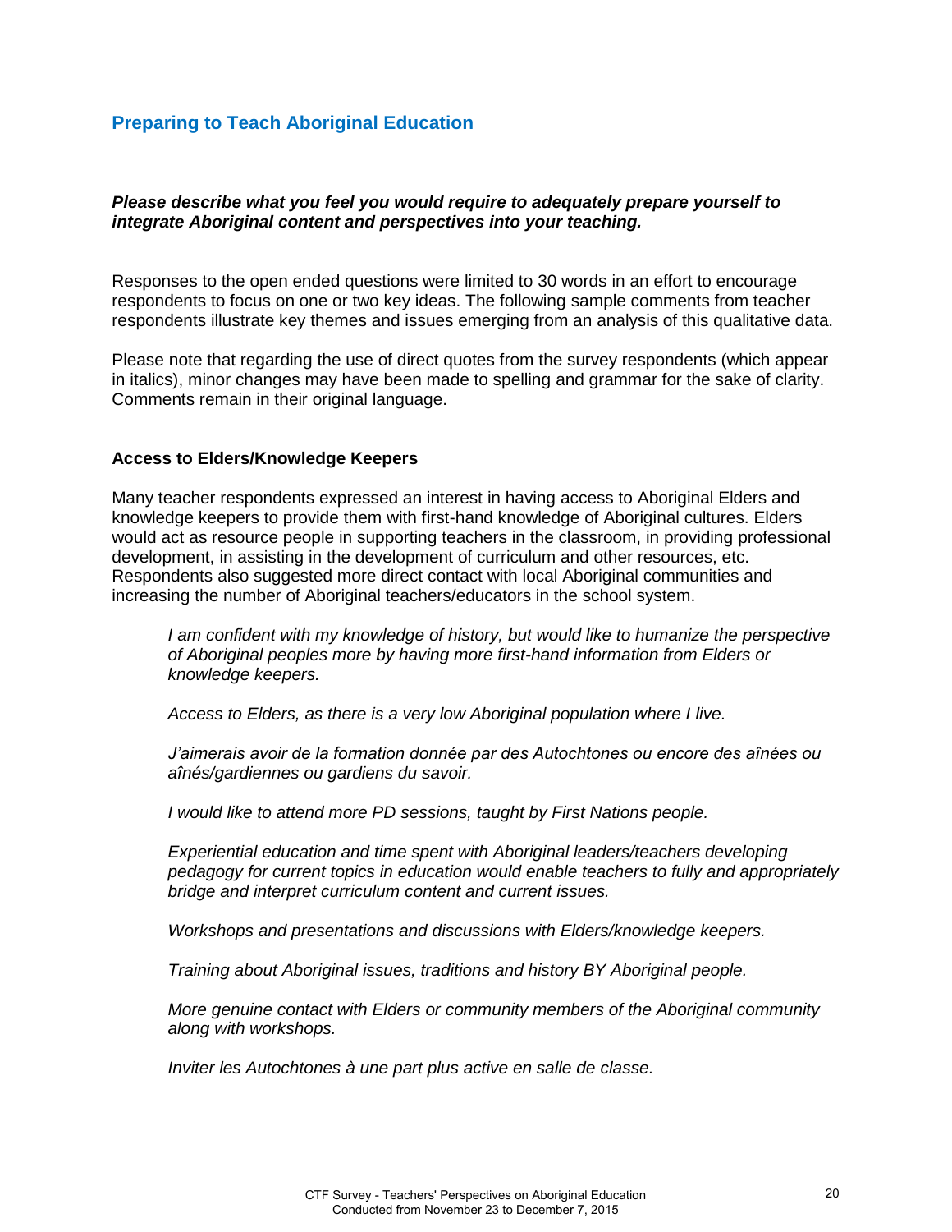## Preparing to Teach Aboriginal Education

***Please describe what you feel you would require to adequately prepare yourself to integrate Aboriginal content and perspectives into your teaching.***

Responses to the open ended questions were limited to 30 words in an effort to encourage respondents to focus on one or two key ideas. The following sample comments from teacher respondents illustrate key themes and issues emerging from an analysis of this qualitative data.

Please note that regarding the use of direct quotes from the survey respondents (which appear in italics), minor changes may have been made to spelling and grammar for the sake of clarity. Comments remain in their original language.

### Access to Elders/Knowledge Keepers

Many teacher respondents expressed an interest in having access to Aboriginal Elders and knowledge keepers to provide them with first-hand knowledge of Aboriginal cultures. Elders would act as resource people in supporting teachers in the classroom, in providing professional development, in assisting in the development of curriculum and other resources, etc. Respondents also suggested more direct contact with local Aboriginal communities and increasing the number of Aboriginal teachers/educators in the school system.

> *I am confident with my knowledge of history, but would like to humanize the perspective of Aboriginal peoples more by having more first-hand information from Elders or knowledge keepers.*
>
> *Access to Elders, as there is a very low Aboriginal population where I live.*
>
> *J'aimerais avoir de la formation donnée par des Autochtones ou encore des aînées ou aînés/gardiennes ou gardiens du savoir.*
>
> *I would like to attend more PD sessions, taught by First Nations people.*
>
> *Experiential education and time spent with Aboriginal leaders/teachers developing pedagogy for current topics in education would enable teachers to fully and appropriately bridge and interpret curriculum content and current issues.*
>
> *Workshops and presentations and discussions with Elders/knowledge keepers.*
>
> *Training about Aboriginal issues, traditions and history BY Aboriginal people.*
>
> *More genuine contact with Elders or community members of the Aboriginal community along with workshops.*
>
> *Inviter les Autochtones à une part plus active en salle de classe.*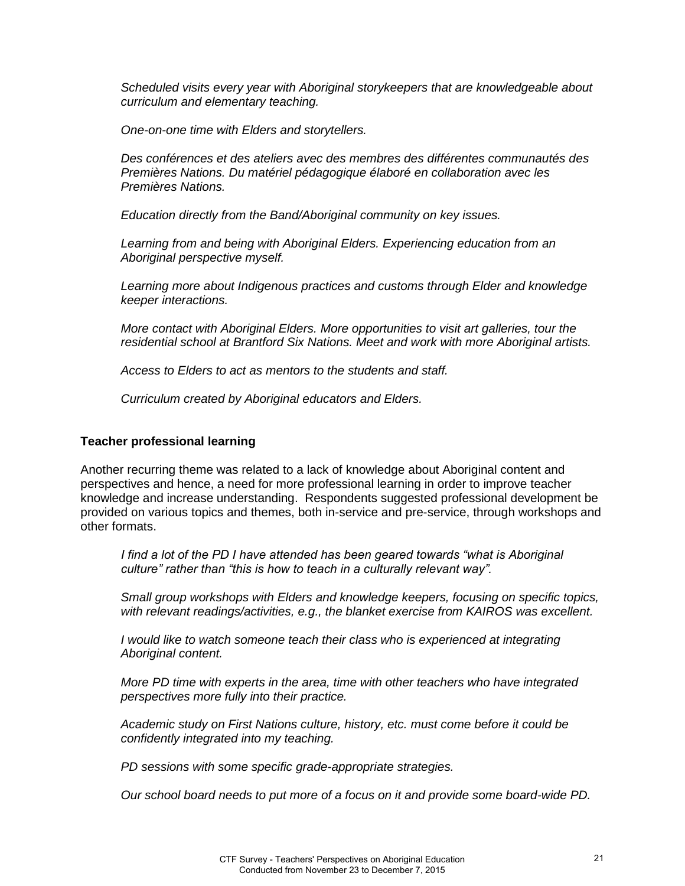*Scheduled visits every year with Aboriginal storykeepers that are knowledgeable about curriculum and elementary teaching.*

*One-on-one time with Elders and storytellers.*

*Des conférences et des ateliers avec des membres des différentes communautés des Premières Nations. Du matériel pédagogique élaboré en collaboration avec les Premières Nations.*

*Education directly from the Band/Aboriginal community on key issues.*

*Learning from and being with Aboriginal Elders. Experiencing education from an Aboriginal perspective myself.*

*Learning more about Indigenous practices and customs through Elder and knowledge keeper interactions.*

*More contact with Aboriginal Elders. More opportunities to visit art galleries, tour the residential school at Brantford Six Nations. Meet and work with more Aboriginal artists.*

*Access to Elders to act as mentors to the students and staff.*

*Curriculum created by Aboriginal educators and Elders.*

**Teacher professional learning**

Another recurring theme was related to a lack of knowledge about Aboriginal content and perspectives and hence, a need for more professional learning in order to improve teacher knowledge and increase understanding. Respondents suggested professional development be provided on various topics and themes, both in-service and pre-service, through workshops and other formats.

*I find a lot of the PD I have attended has been geared towards "what is Aboriginal culture" rather than "this is how to teach in a culturally relevant way".*

*Small group workshops with Elders and knowledge keepers, focusing on specific topics, with relevant readings/activities, e.g., the blanket exercise from KAIROS was excellent.*

*I would like to watch someone teach their class who is experienced at integrating Aboriginal content.*

*More PD time with experts in the area, time with other teachers who have integrated perspectives more fully into their practice.*

*Academic study on First Nations culture, history, etc. must come before it could be confidently integrated into my teaching.*

*PD sessions with some specific grade-appropriate strategies.*

*Our school board needs to put more of a focus on it and provide some board-wide PD.*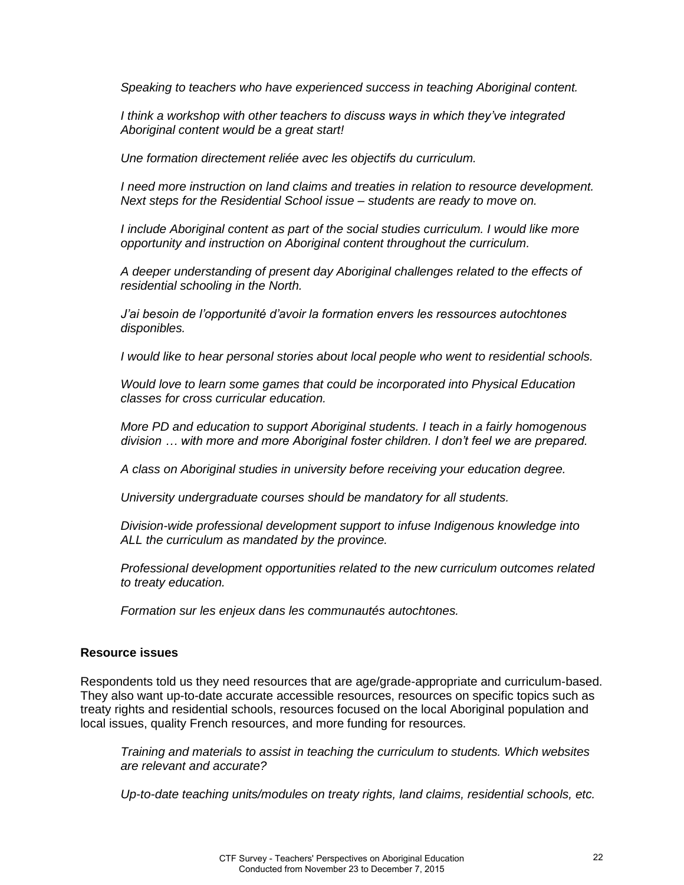*Speaking to teachers who have experienced success in teaching Aboriginal content.*

*I think a workshop with other teachers to discuss ways in which they've integrated Aboriginal content would be a great start!*

*Une formation directement reliée avec les objectifs du curriculum.*

*I need more instruction on land claims and treaties in relation to resource development. Next steps for the Residential School issue – students are ready to move on.*

*I include Aboriginal content as part of the social studies curriculum. I would like more opportunity and instruction on Aboriginal content throughout the curriculum.*

*A deeper understanding of present day Aboriginal challenges related to the effects of residential schooling in the North.*

*J'ai besoin de l'opportunité d'avoir la formation envers les ressources autochtones disponibles.*

*I would like to hear personal stories about local people who went to residential schools.*

*Would love to learn some games that could be incorporated into Physical Education classes for cross curricular education.*

*More PD and education to support Aboriginal students. I teach in a fairly homogenous division … with more and more Aboriginal foster children. I don't feel we are prepared.*

*A class on Aboriginal studies in university before receiving your education degree.*

*University undergraduate courses should be mandatory for all students.*

*Division-wide professional development support to infuse Indigenous knowledge into ALL the curriculum as mandated by the province.*

*Professional development opportunities related to the new curriculum outcomes related to treaty education.*

*Formation sur les enjeux dans les communautés autochtones.*

**Resource issues**

Respondents told us they need resources that are age/grade-appropriate and curriculum-based. They also want up-to-date accurate accessible resources, resources on specific topics such as treaty rights and residential schools, resources focused on the local Aboriginal population and local issues, quality French resources, and more funding for resources.

*Training and materials to assist in teaching the curriculum to students. Which websites are relevant and accurate?*

*Up-to-date teaching units/modules on treaty rights, land claims, residential schools, etc.*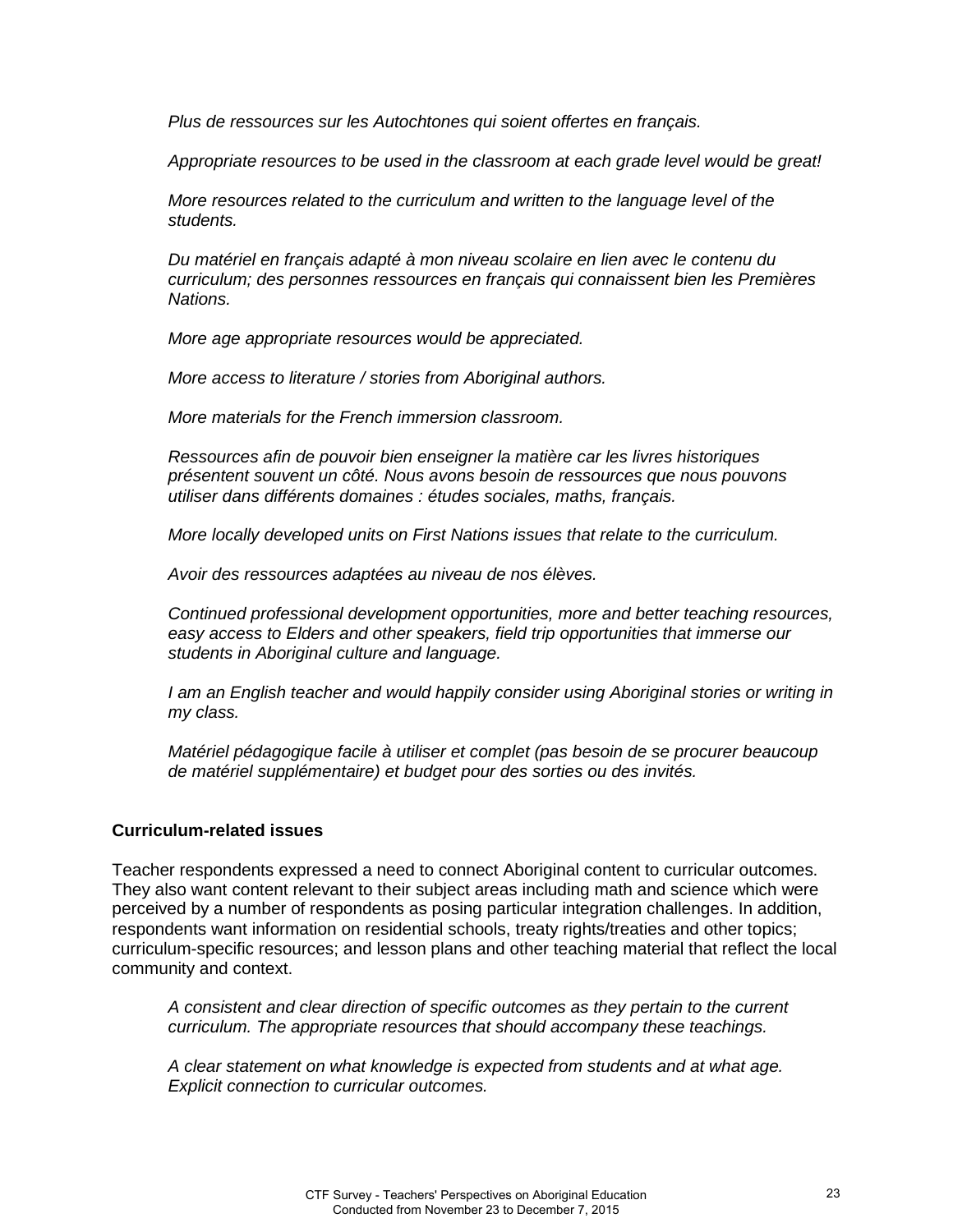*Plus de ressources sur les Autochtones qui soient offertes en français.*

*Appropriate resources to be used in the classroom at each grade level would be great!*

*More resources related to the curriculum and written to the language level of the students.*

*Du matériel en français adapté à mon niveau scolaire en lien avec le contenu du curriculum; des personnes ressources en français qui connaissent bien les Premières Nations.*

*More age appropriate resources would be appreciated.*

*More access to literature / stories from Aboriginal authors.*

*More materials for the French immersion classroom.*

*Ressources afin de pouvoir bien enseigner la matière car les livres historiques présentent souvent un côté. Nous avons besoin de ressources que nous pouvons utiliser dans différents domaines : études sociales, maths, français.*

*More locally developed units on First Nations issues that relate to the curriculum.*

*Avoir des ressources adaptées au niveau de nos élèves.*

*Continued professional development opportunities, more and better teaching resources, easy access to Elders and other speakers, field trip opportunities that immerse our students in Aboriginal culture and language.*

*I am an English teacher and would happily consider using Aboriginal stories or writing in my class.*

*Matériel pédagogique facile à utiliser et complet (pas besoin de se procurer beaucoup de matériel supplémentaire) et budget pour des sorties ou des invités.*

**Curriculum-related issues**

Teacher respondents expressed a need to connect Aboriginal content to curricular outcomes. They also want content relevant to their subject areas including math and science which were perceived by a number of respondents as posing particular integration challenges. In addition, respondents want information on residential schools, treaty rights/treaties and other topics; curriculum-specific resources; and lesson plans and other teaching material that reflect the local community and context.

*A consistent and clear direction of specific outcomes as they pertain to the current curriculum. The appropriate resources that should accompany these teachings.*

*A clear statement on what knowledge is expected from students and at what age. Explicit connection to curricular outcomes.*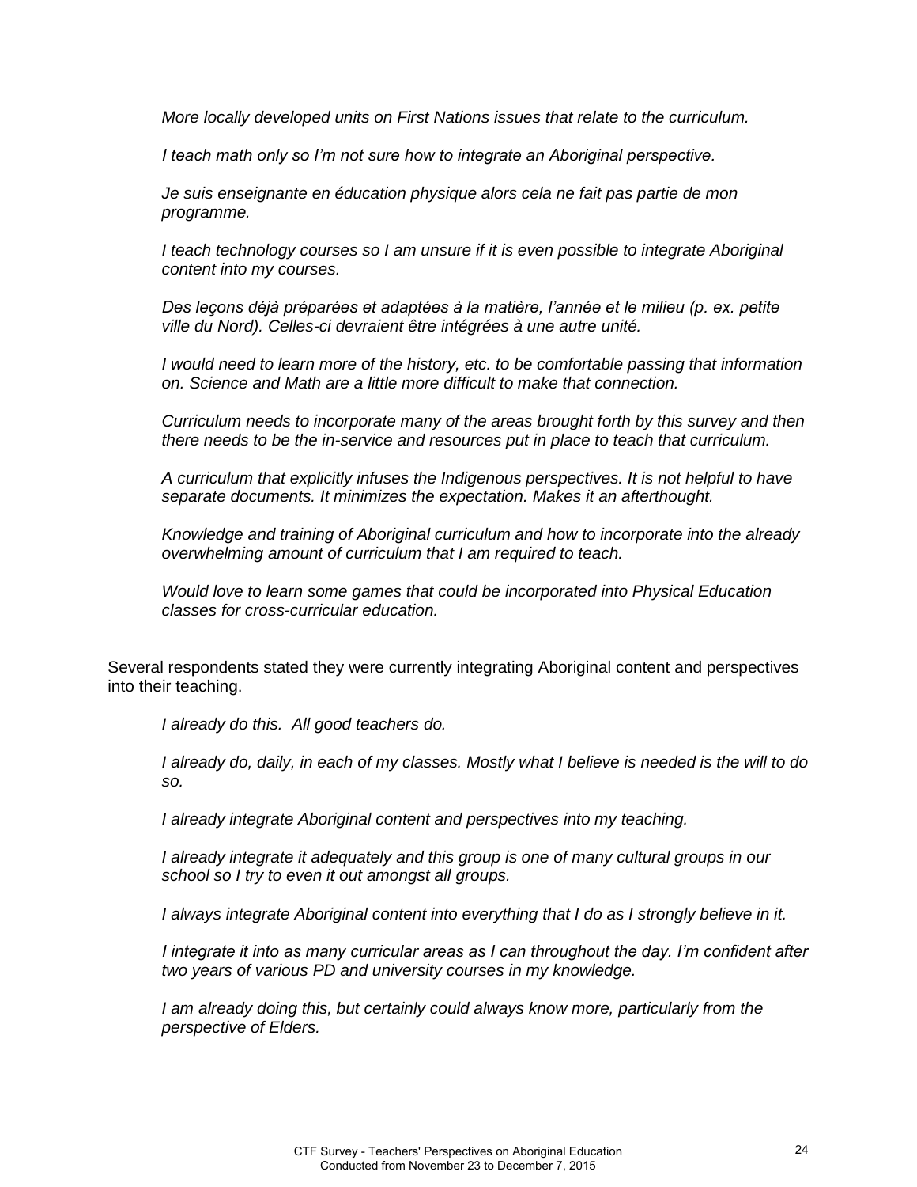*More locally developed units on First Nations issues that relate to the curriculum.*

*I teach math only so I'm not sure how to integrate an Aboriginal perspective.*

*Je suis enseignante en éducation physique alors cela ne fait pas partie de mon programme.*

*I teach technology courses so I am unsure if it is even possible to integrate Aboriginal content into my courses.*

*Des leçons déjà préparées et adaptées à la matière, l'année et le milieu (p. ex. petite ville du Nord). Celles-ci devraient être intégrées à une autre unité.*

*I would need to learn more of the history, etc. to be comfortable passing that information on. Science and Math are a little more difficult to make that connection.*

*Curriculum needs to incorporate many of the areas brought forth by this survey and then there needs to be the in-service and resources put in place to teach that curriculum.*

*A curriculum that explicitly infuses the Indigenous perspectives. It is not helpful to have separate documents. It minimizes the expectation. Makes it an afterthought.*

*Knowledge and training of Aboriginal curriculum and how to incorporate into the already overwhelming amount of curriculum that I am required to teach.*

*Would love to learn some games that could be incorporated into Physical Education classes for cross-curricular education.*

Several respondents stated they were currently integrating Aboriginal content and perspectives into their teaching.

*I already do this. All good teachers do.*

*I already do, daily, in each of my classes. Mostly what I believe is needed is the will to do so.*

*I already integrate Aboriginal content and perspectives into my teaching.*

*I already integrate it adequately and this group is one of many cultural groups in our school so I try to even it out amongst all groups.*

*I always integrate Aboriginal content into everything that I do as I strongly believe in it.*

*I integrate it into as many curricular areas as I can throughout the day. I'm confident after two years of various PD and university courses in my knowledge.*

*I am already doing this, but certainly could always know more, particularly from the perspective of Elders.*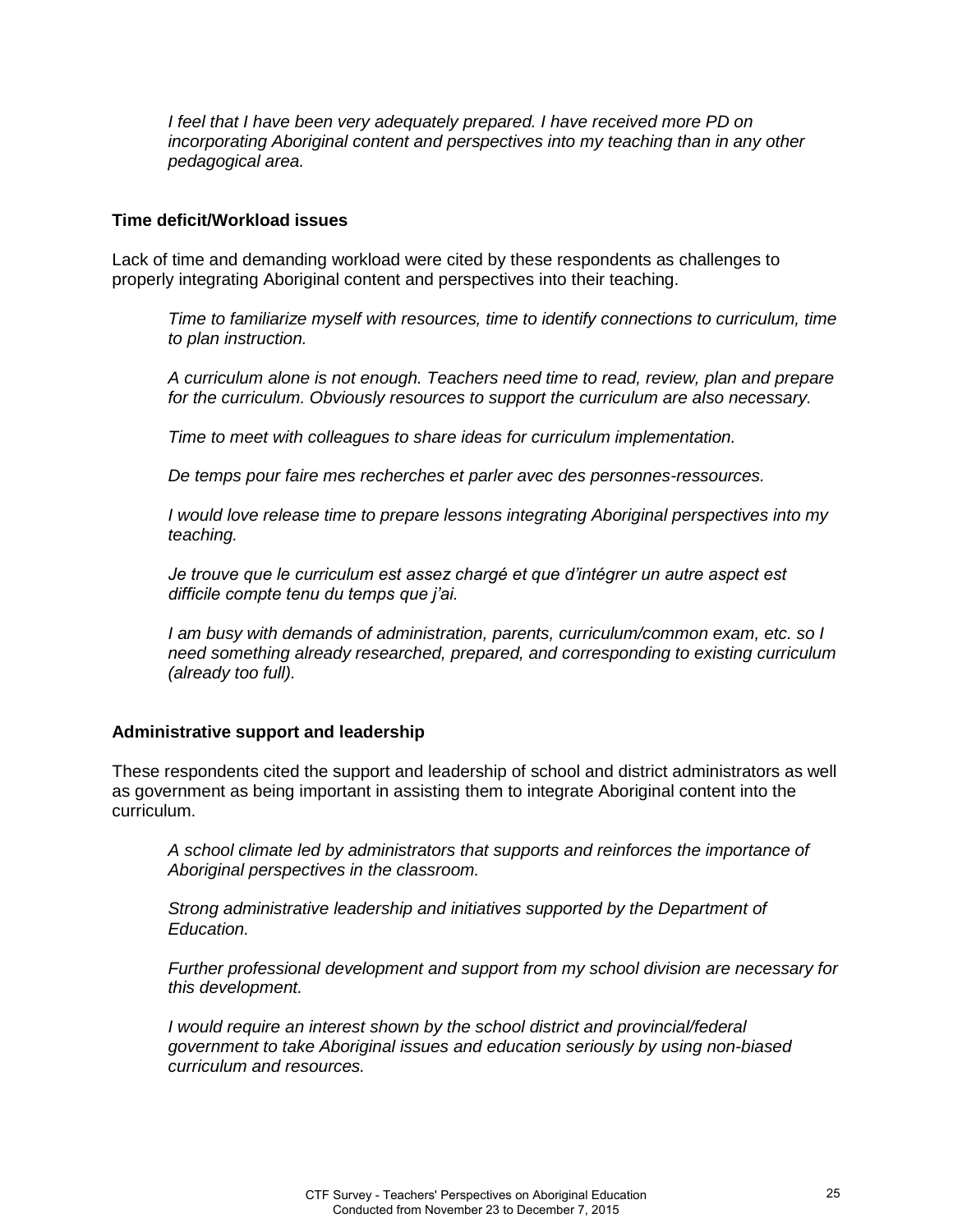*I feel that I have been very adequately prepared. I have received more PD on incorporating Aboriginal content and perspectives into my teaching than in any other pedagogical area.*

**Time deficit/Workload issues**

Lack of time and demanding workload were cited by these respondents as challenges to properly integrating Aboriginal content and perspectives into their teaching.

*Time to familiarize myself with resources, time to identify connections to curriculum, time to plan instruction.*

*A curriculum alone is not enough. Teachers need time to read, review, plan and prepare for the curriculum. Obviously resources to support the curriculum are also necessary.*

*Time to meet with colleagues to share ideas for curriculum implementation.*

*De temps pour faire mes recherches et parler avec des personnes-ressources.*

*I would love release time to prepare lessons integrating Aboriginal perspectives into my teaching.*

*Je trouve que le curriculum est assez chargé et que d'intégrer un autre aspect est difficile compte tenu du temps que j'ai.*

*I am busy with demands of administration, parents, curriculum/common exam, etc. so I need something already researched, prepared, and corresponding to existing curriculum (already too full).*

**Administrative support and leadership**

These respondents cited the support and leadership of school and district administrators as well as government as being important in assisting them to integrate Aboriginal content into the curriculum.

*A school climate led by administrators that supports and reinforces the importance of Aboriginal perspectives in the classroom.*

*Strong administrative leadership and initiatives supported by the Department of Education.*

*Further professional development and support from my school division are necessary for this development.*

*I would require an interest shown by the school district and provincial/federal government to take Aboriginal issues and education seriously by using non-biased curriculum and resources.*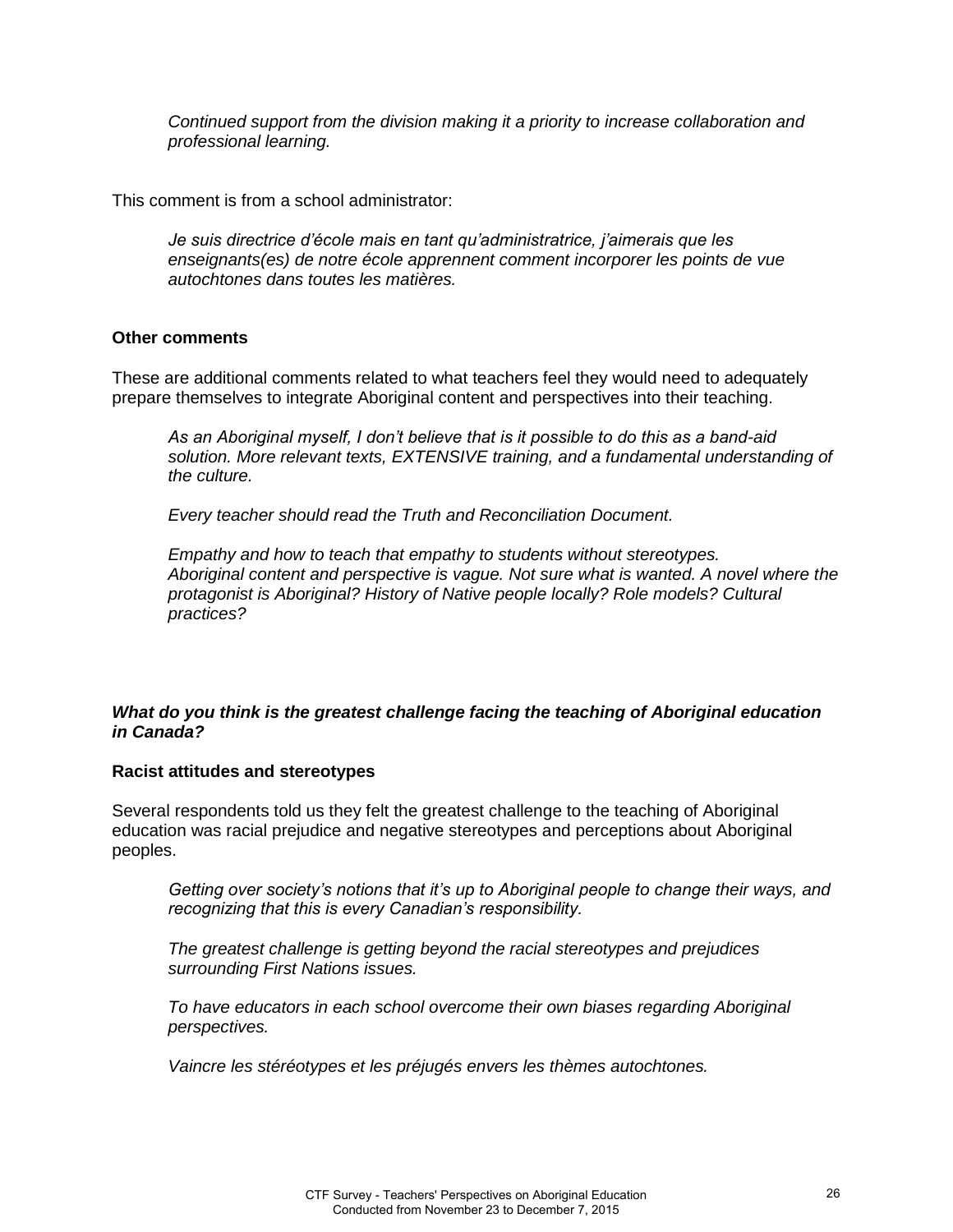*Continued support from the division making it a priority to increase collaboration and professional learning.*

This comment is from a school administrator:

*Je suis directrice d'école mais en tant qu'administratrice, j'aimerais que les enseignants(es) de notre école apprennent comment incorporer les points de vue autochtones dans toutes les matières.*

**Other comments**

These are additional comments related to what teachers feel they would need to adequately prepare themselves to integrate Aboriginal content and perspectives into their teaching.

*As an Aboriginal myself, I don't believe that is it possible to do this as a band-aid solution. More relevant texts, EXTENSIVE training, and a fundamental understanding of the culture.*

*Every teacher should read the Truth and Reconciliation Document.*

*Empathy and how to teach that empathy to students without stereotypes.*
*Aboriginal content and perspective is vague. Not sure what is wanted. A novel where the protagonist is Aboriginal? History of Native people locally? Role models? Cultural practices?*

***What do you think is the greatest challenge facing the teaching of Aboriginal education in Canada?***

**Racist attitudes and stereotypes**

Several respondents told us they felt the greatest challenge to the teaching of Aboriginal education was racial prejudice and negative stereotypes and perceptions about Aboriginal peoples.

*Getting over society's notions that it's up to Aboriginal people to change their ways, and recognizing that this is every Canadian's responsibility.*

*The greatest challenge is getting beyond the racial stereotypes and prejudices surrounding First Nations issues.*

*To have educators in each school overcome their own biases regarding Aboriginal perspectives.*

*Vaincre les stéréotypes et les préjugés envers les thèmes autochtones.*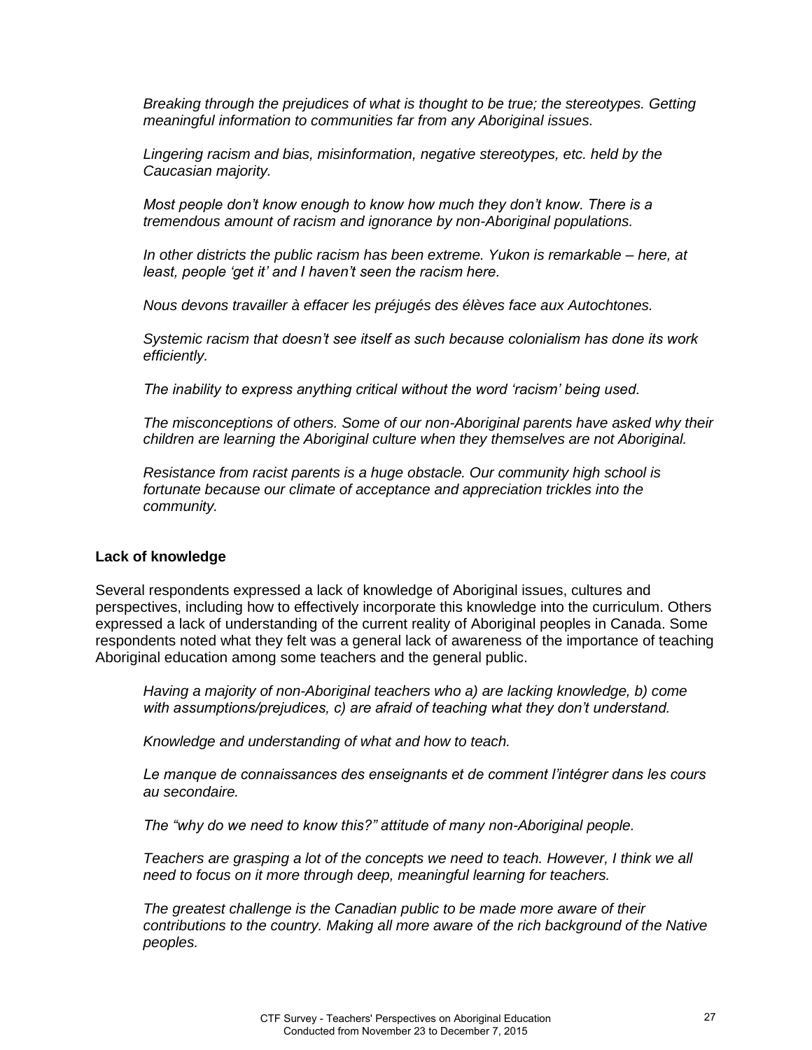*Breaking through the prejudices of what is thought to be true; the stereotypes. Getting meaningful information to communities far from any Aboriginal issues.*

*Lingering racism and bias, misinformation, negative stereotypes, etc. held by the Caucasian majority.*

*Most people don't know enough to know how much they don't know. There is a tremendous amount of racism and ignorance by non-Aboriginal populations.*

*In other districts the public racism has been extreme. Yukon is remarkable – here, at least, people 'get it' and I haven't seen the racism here.*

*Nous devons travailler à effacer les préjugés des élèves face aux Autochtones.*

*Systemic racism that doesn't see itself as such because colonialism has done its work efficiently.*

*The inability to express anything critical without the word 'racism' being used.*

*The misconceptions of others. Some of our non-Aboriginal parents have asked why their children are learning the Aboriginal culture when they themselves are not Aboriginal.*

*Resistance from racist parents is a huge obstacle. Our community high school is fortunate because our climate of acceptance and appreciation trickles into the community.*

**Lack of knowledge**

Several respondents expressed a lack of knowledge of Aboriginal issues, cultures and perspectives, including how to effectively incorporate this knowledge into the curriculum. Others expressed a lack of understanding of the current reality of Aboriginal peoples in Canada. Some respondents noted what they felt was a general lack of awareness of the importance of teaching Aboriginal education among some teachers and the general public.

*Having a majority of non-Aboriginal teachers who a) are lacking knowledge, b) come with assumptions/prejudices, c) are afraid of teaching what they don't understand.*

*Knowledge and understanding of what and how to teach.*

*Le manque de connaissances des enseignants et de comment l'intégrer dans les cours au secondaire.*

*The "why do we need to know this?" attitude of many non-Aboriginal people.*

*Teachers are grasping a lot of the concepts we need to teach. However, I think we all need to focus on it more through deep, meaningful learning for teachers.*

*The greatest challenge is the Canadian public to be made more aware of their contributions to the country. Making all more aware of the rich background of the Native peoples.*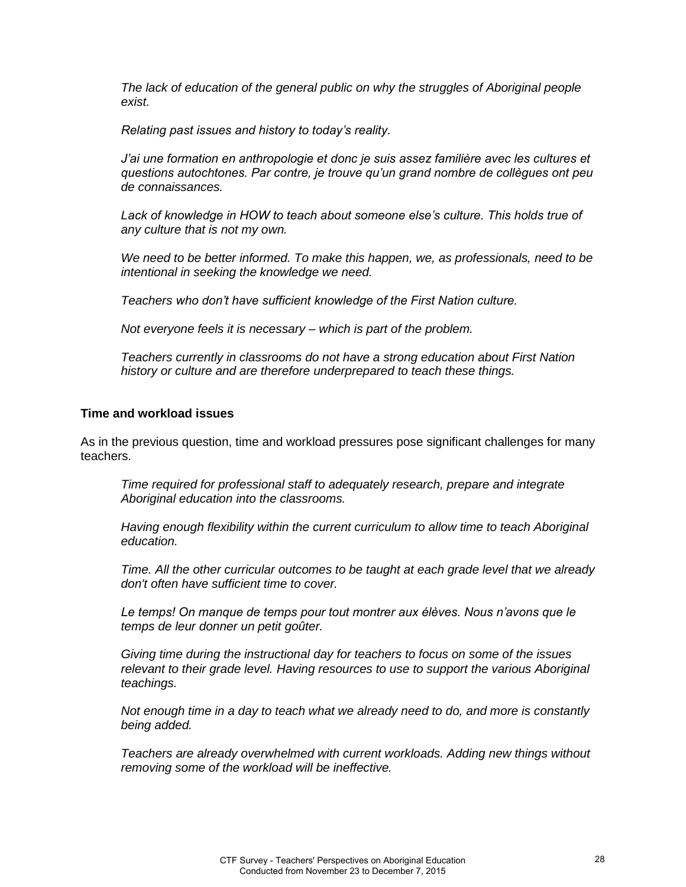*The lack of education of the general public on why the struggles of Aboriginal people exist.*

*Relating past issues and history to today's reality.*

*J'ai une formation en anthropologie et donc je suis assez familière avec les cultures et questions autochtones. Par contre, je trouve qu'un grand nombre de collègues ont peu de connaissances.*

*Lack of knowledge in HOW to teach about someone else's culture. This holds true of any culture that is not my own.*

*We need to be better informed. To make this happen, we, as professionals, need to be intentional in seeking the knowledge we need.*

*Teachers who don't have sufficient knowledge of the First Nation culture.*

*Not everyone feels it is necessary – which is part of the problem.*

*Teachers currently in classrooms do not have a strong education about First Nation history or culture and are therefore underprepared to teach these things.*

**Time and workload issues**

As in the previous question, time and workload pressures pose significant challenges for many teachers.

*Time required for professional staff to adequately research, prepare and integrate Aboriginal education into the classrooms.*

*Having enough flexibility within the current curriculum to allow time to teach Aboriginal education.*

*Time. All the other curricular outcomes to be taught at each grade level that we already don't often have sufficient time to cover.*

*Le temps! On manque de temps pour tout montrer aux élèves. Nous n'avons que le temps de leur donner un petit goûter.*

*Giving time during the instructional day for teachers to focus on some of the issues relevant to their grade level. Having resources to use to support the various Aboriginal teachings.*

*Not enough time in a day to teach what we already need to do, and more is constantly being added.*

*Teachers are already overwhelmed with current workloads. Adding new things without removing some of the workload will be ineffective.*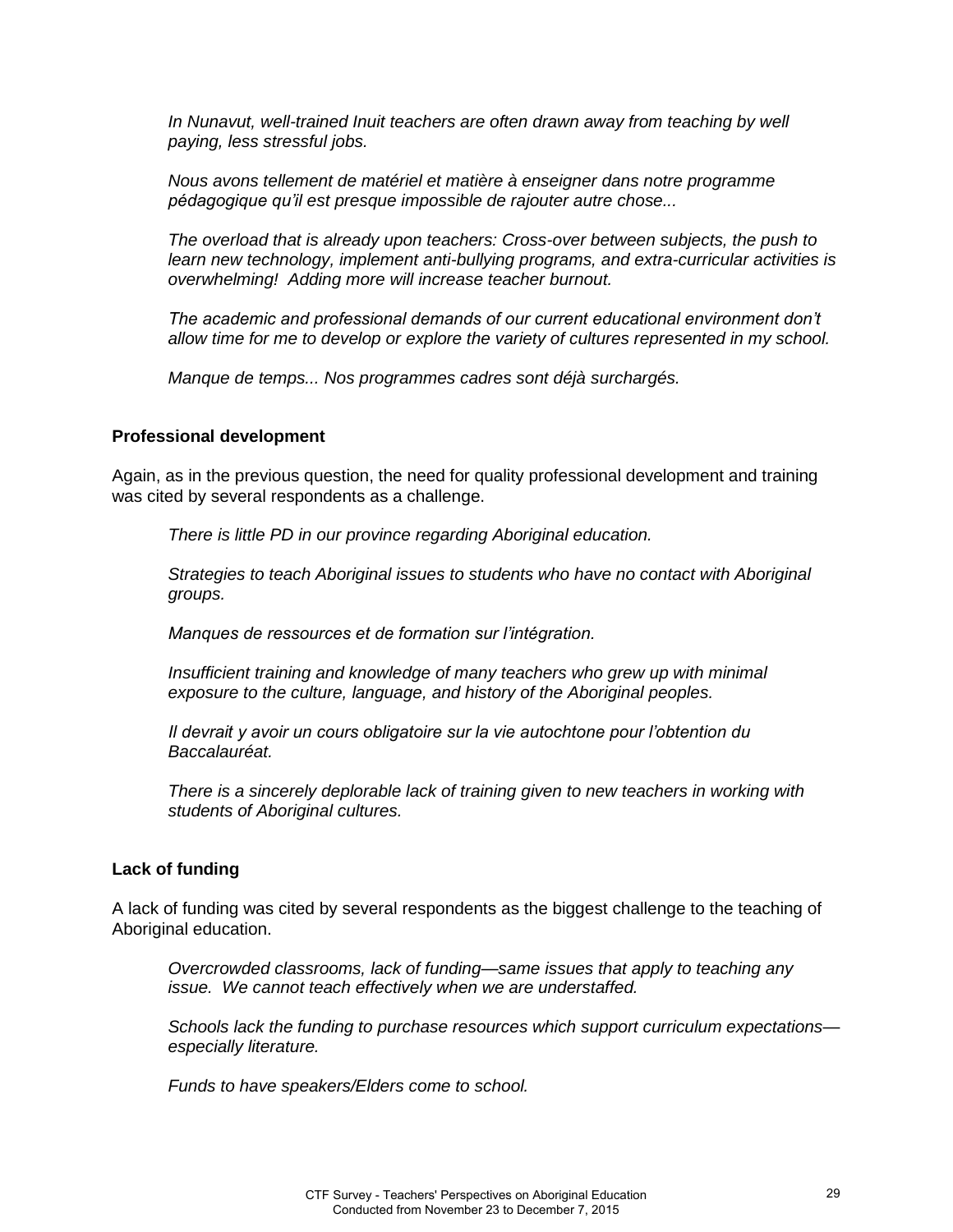*In Nunavut, well-trained Inuit teachers are often drawn away from teaching by well paying, less stressful jobs.*

*Nous avons tellement de matériel et matière à enseigner dans notre programme pédagogique qu'il est presque impossible de rajouter autre chose...*

*The overload that is already upon teachers: Cross-over between subjects, the push to learn new technology, implement anti-bullying programs, and extra-curricular activities is overwhelming! Adding more will increase teacher burnout.*

*The academic and professional demands of our current educational environment don't allow time for me to develop or explore the variety of cultures represented in my school.*

*Manque de temps... Nos programmes cadres sont déjà surchargés.*

**Professional development**

Again, as in the previous question, the need for quality professional development and training was cited by several respondents as a challenge.

*There is little PD in our province regarding Aboriginal education.*

*Strategies to teach Aboriginal issues to students who have no contact with Aboriginal groups.*

*Manques de ressources et de formation sur l'intégration.*

*Insufficient training and knowledge of many teachers who grew up with minimal exposure to the culture, language, and history of the Aboriginal peoples.*

*Il devrait y avoir un cours obligatoire sur la vie autochtone pour l'obtention du Baccalauréat.*

*There is a sincerely deplorable lack of training given to new teachers in working with students of Aboriginal cultures.*

**Lack of funding**

A lack of funding was cited by several respondents as the biggest challenge to the teaching of Aboriginal education.

*Overcrowded classrooms, lack of funding—same issues that apply to teaching any issue. We cannot teach effectively when we are understaffed.*

*Schools lack the funding to purchase resources which support curriculum expectations—especially literature.*

*Funds to have speakers/Elders come to school.*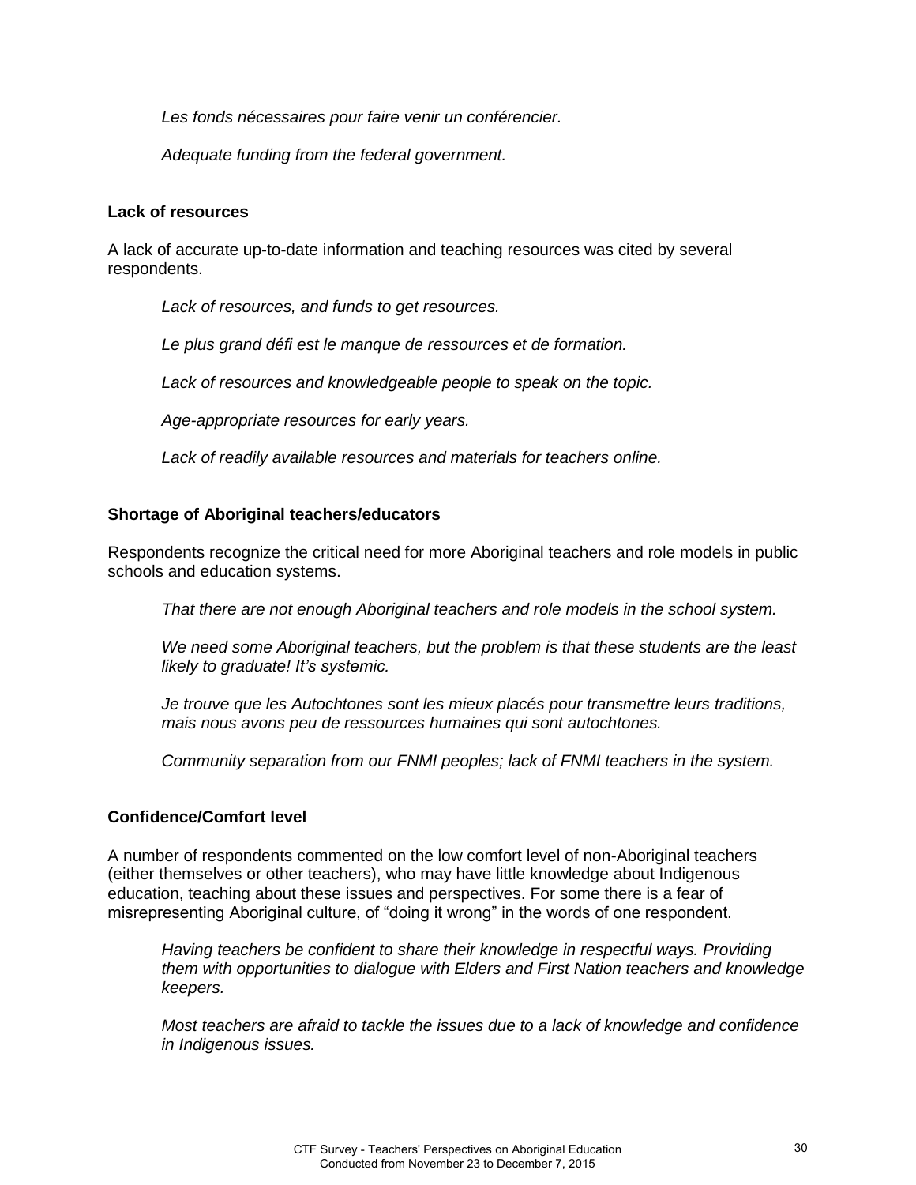*Les fonds nécessaires pour faire venir un conférencier.*

*Adequate funding from the federal government.*

**Lack of resources**

A lack of accurate up-to-date information and teaching resources was cited by several respondents.

*Lack of resources, and funds to get resources.*

*Le plus grand défi est le manque de ressources et de formation.*

*Lack of resources and knowledgeable people to speak on the topic.*

*Age-appropriate resources for early years.*

*Lack of readily available resources and materials for teachers online.*

**Shortage of Aboriginal teachers/educators**

Respondents recognize the critical need for more Aboriginal teachers and role models in public schools and education systems.

*That there are not enough Aboriginal teachers and role models in the school system.*

*We need some Aboriginal teachers, but the problem is that these students are the least likely to graduate! It's systemic.*

*Je trouve que les Autochtones sont les mieux placés pour transmettre leurs traditions, mais nous avons peu de ressources humaines qui sont autochtones.*

*Community separation from our FNMI peoples; lack of FNMI teachers in the system.*

**Confidence/Comfort level**

A number of respondents commented on the low comfort level of non-Aboriginal teachers (either themselves or other teachers), who may have little knowledge about Indigenous education, teaching about these issues and perspectives. For some there is a fear of misrepresenting Aboriginal culture, of "doing it wrong" in the words of one respondent.

*Having teachers be confident to share their knowledge in respectful ways. Providing them with opportunities to dialogue with Elders and First Nation teachers and knowledge keepers.*

*Most teachers are afraid to tackle the issues due to a lack of knowledge and confidence in Indigenous issues.*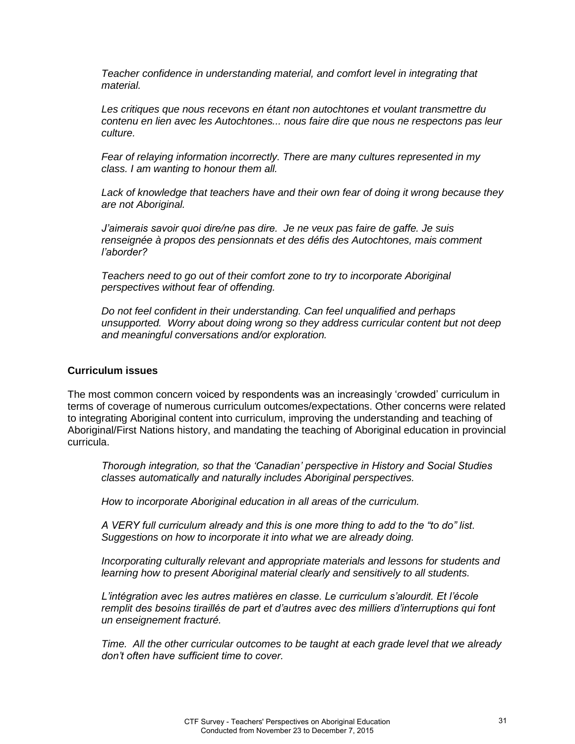*Teacher confidence in understanding material, and comfort level in integrating that material.*

*Les critiques que nous recevons en étant non autochtones et voulant transmettre du contenu en lien avec les Autochtones... nous faire dire que nous ne respectons pas leur culture.*

*Fear of relaying information incorrectly. There are many cultures represented in my class. I am wanting to honour them all.*

*Lack of knowledge that teachers have and their own fear of doing it wrong because they are not Aboriginal.*

*J'aimerais savoir quoi dire/ne pas dire. Je ne veux pas faire de gaffe. Je suis renseignée à propos des pensionnats et des défis des Autochtones, mais comment l'aborder?*

*Teachers need to go out of their comfort zone to try to incorporate Aboriginal perspectives without fear of offending.*

*Do not feel confident in their understanding. Can feel unqualified and perhaps unsupported. Worry about doing wrong so they address curricular content but not deep and meaningful conversations and/or exploration.*

**Curriculum issues**

The most common concern voiced by respondents was an increasingly 'crowded' curriculum in terms of coverage of numerous curriculum outcomes/expectations. Other concerns were related to integrating Aboriginal content into curriculum, improving the understanding and teaching of Aboriginal/First Nations history, and mandating the teaching of Aboriginal education in provincial curricula.

*Thorough integration, so that the 'Canadian' perspective in History and Social Studies classes automatically and naturally includes Aboriginal perspectives.*

*How to incorporate Aboriginal education in all areas of the curriculum.*

*A VERY full curriculum already and this is one more thing to add to the "to do" list. Suggestions on how to incorporate it into what we are already doing.*

*Incorporating culturally relevant and appropriate materials and lessons for students and learning how to present Aboriginal material clearly and sensitively to all students.*

*L'intégration avec les autres matières en classe. Le curriculum s'alourdit. Et l'école remplit des besoins tiraillés de part et d'autres avec des milliers d'interruptions qui font un enseignement fracturé.*

*Time. All the other curricular outcomes to be taught at each grade level that we already don't often have sufficient time to cover.*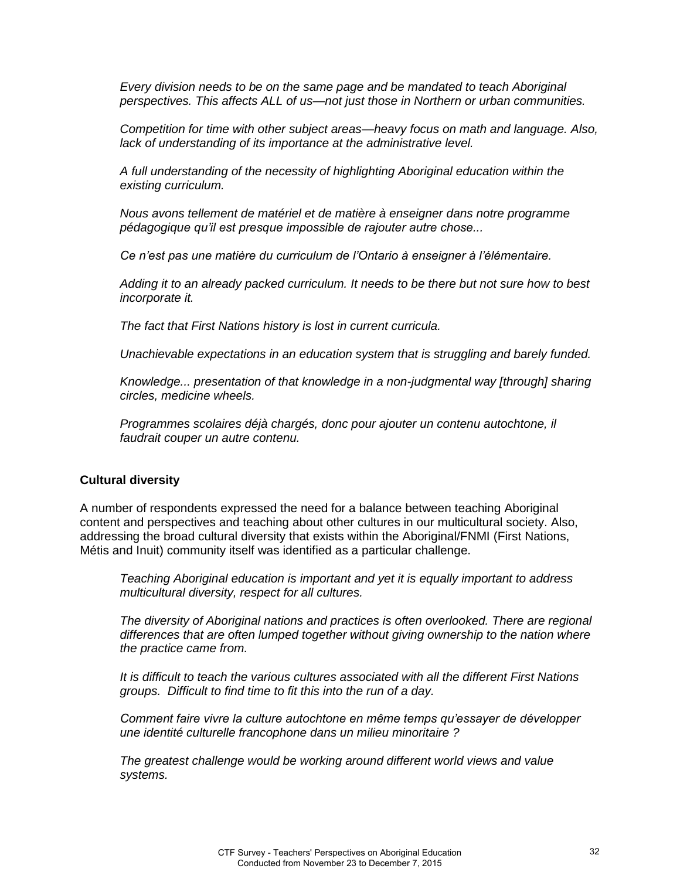*Every division needs to be on the same page and be mandated to teach Aboriginal perspectives. This affects ALL of us—not just those in Northern or urban communities.*

*Competition for time with other subject areas—heavy focus on math and language. Also, lack of understanding of its importance at the administrative level.*

*A full understanding of the necessity of highlighting Aboriginal education within the existing curriculum.*

*Nous avons tellement de matériel et de matière à enseigner dans notre programme pédagogique qu'il est presque impossible de rajouter autre chose...*

*Ce n'est pas une matière du curriculum de l'Ontario à enseigner à l'élémentaire.*

*Adding it to an already packed curriculum. It needs to be there but not sure how to best incorporate it.*

*The fact that First Nations history is lost in current curricula.*

*Unachievable expectations in an education system that is struggling and barely funded.*

*Knowledge... presentation of that knowledge in a non-judgmental way [through] sharing circles, medicine wheels.*

*Programmes scolaires déjà chargés, donc pour ajouter un contenu autochtone, il faudrait couper un autre contenu.*

**Cultural diversity**

A number of respondents expressed the need for a balance between teaching Aboriginal content and perspectives and teaching about other cultures in our multicultural society. Also, addressing the broad cultural diversity that exists within the Aboriginal/FNMI (First Nations, Métis and Inuit) community itself was identified as a particular challenge.

*Teaching Aboriginal education is important and yet it is equally important to address multicultural diversity, respect for all cultures.*

*The diversity of Aboriginal nations and practices is often overlooked. There are regional differences that are often lumped together without giving ownership to the nation where the practice came from.*

*It is difficult to teach the various cultures associated with all the different First Nations groups. Difficult to find time to fit this into the run of a day.*

*Comment faire vivre la culture autochtone en même temps qu'essayer de développer une identité culturelle francophone dans un milieu minoritaire ?*

*The greatest challenge would be working around different world views and value systems.*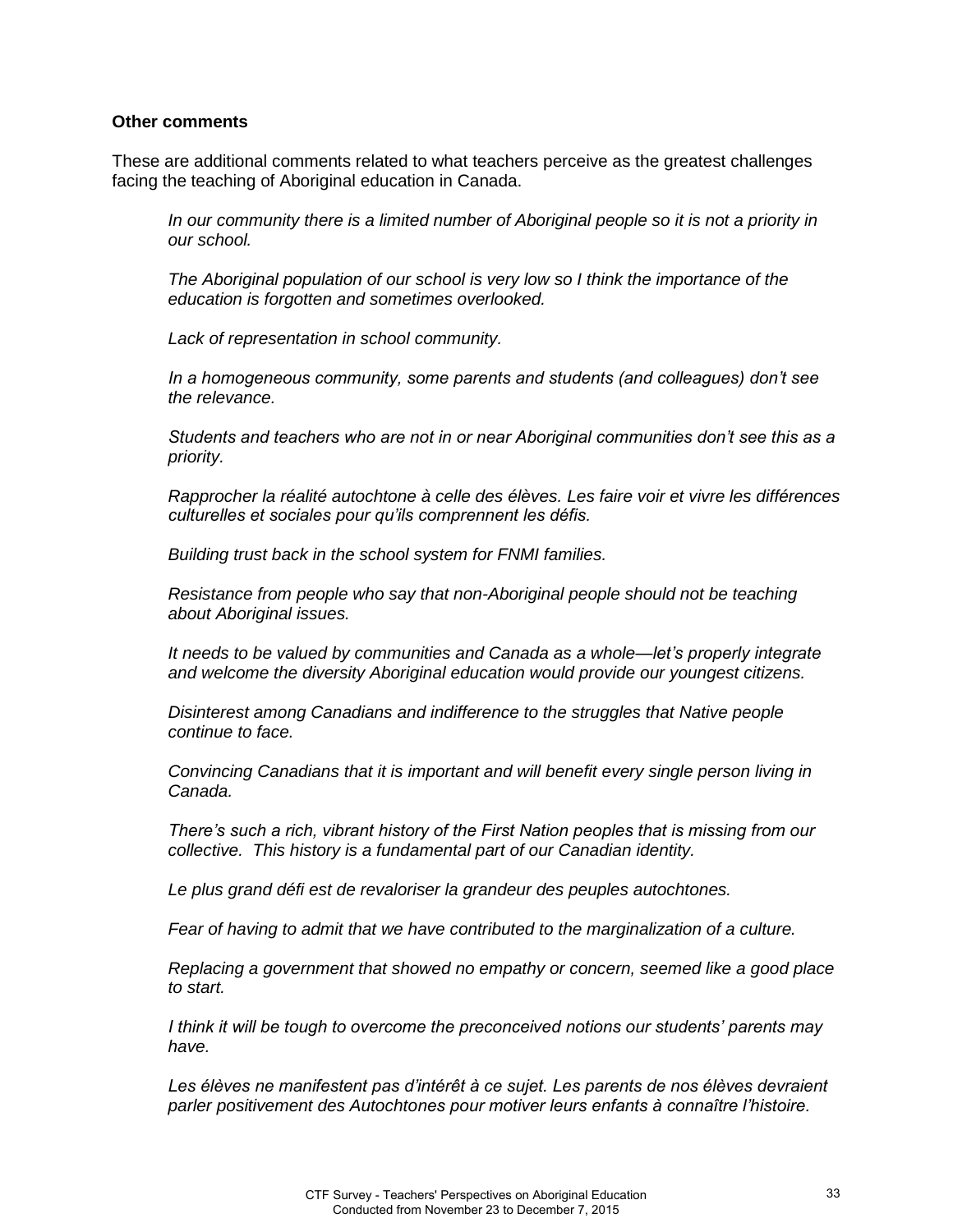**Other comments**

These are additional comments related to what teachers perceive as the greatest challenges facing the teaching of Aboriginal education in Canada.

> *In our community there is a limited number of Aboriginal people so it is not a priority in our school.*
>
> *The Aboriginal population of our school is very low so I think the importance of the education is forgotten and sometimes overlooked.*
>
> *Lack of representation in school community.*
>
> *In a homogeneous community, some parents and students (and colleagues) don't see the relevance.*
>
> *Students and teachers who are not in or near Aboriginal communities don't see this as a priority.*
>
> *Rapprocher la réalité autochtone à celle des élèves. Les faire voir et vivre les différences culturelles et sociales pour qu'ils comprennent les défis.*
>
> *Building trust back in the school system for FNMI families.*
>
> *Resistance from people who say that non-Aboriginal people should not be teaching about Aboriginal issues.*
>
> *It needs to be valued by communities and Canada as a whole—let's properly integrate and welcome the diversity Aboriginal education would provide our youngest citizens.*
>
> *Disinterest among Canadians and indifference to the struggles that Native people continue to face.*
>
> *Convincing Canadians that it is important and will benefit every single person living in Canada.*
>
> *There's such a rich, vibrant history of the First Nation peoples that is missing from our collective. This history is a fundamental part of our Canadian identity.*
>
> *Le plus grand défi est de revaloriser la grandeur des peuples autochtones.*
>
> *Fear of having to admit that we have contributed to the marginalization of a culture.*
>
> *Replacing a government that showed no empathy or concern, seemed like a good place to start.*
>
> *I think it will be tough to overcome the preconceived notions our students' parents may have.*
>
> *Les élèves ne manifestent pas d'intérêt à ce sujet. Les parents de nos élèves devraient parler positivement des Autochtones pour motiver leurs enfants à connaître l'histoire.*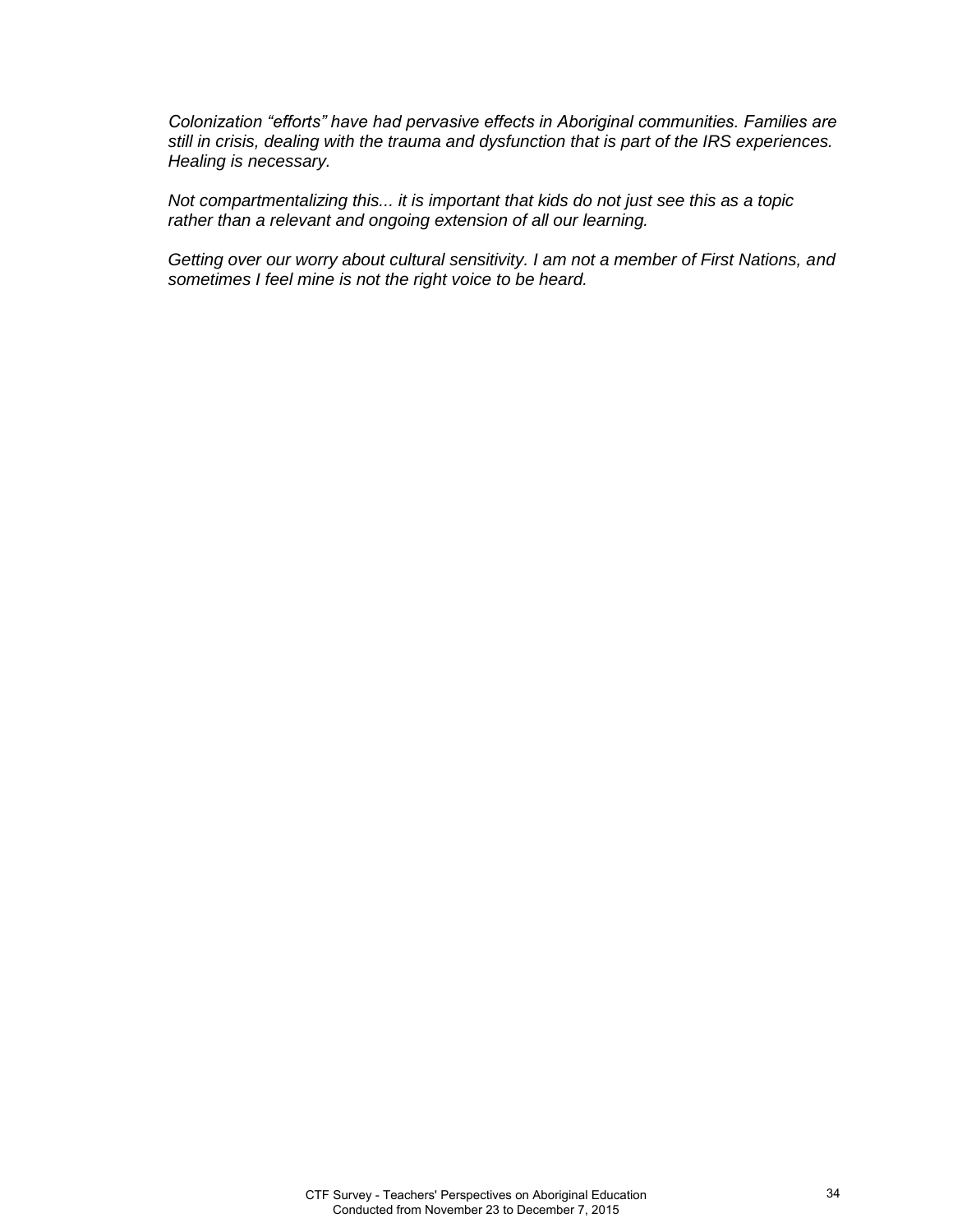*Colonization “efforts” have had pervasive effects in Aboriginal communities. Families are still in crisis, dealing with the trauma and dysfunction that is part of the IRS experiences. Healing is necessary.*

*Not compartmentalizing this... it is important that kids do not just see this as a topic rather than a relevant and ongoing extension of all our learning.*

*Getting over our worry about cultural sensitivity. I am not a member of First Nations, and sometimes I feel mine is not the right voice to be heard.*